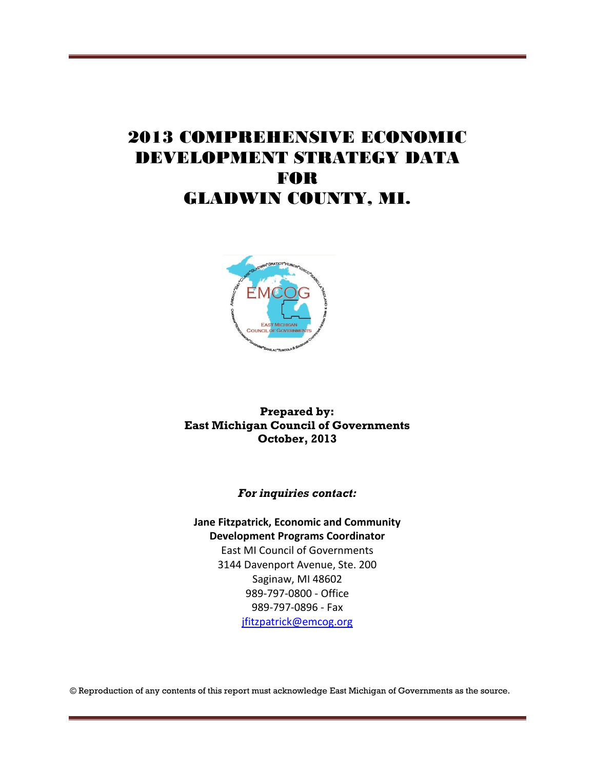# 2013 COMPREHENSIVE ECONOMIC DEVELOPMENT STRATEGY DATA FOR GLADWIN COUNTY, MI.

**Prepared by:**
**East Michigan Council of Governments**
**October, 2013**

***For inquiries contact:***

**Jane Fitzpatrick, Economic and Community Development Programs Coordinator**
East MI Council of Governments
3144 Davenport Avenue, Ste. 200
Saginaw, MI 48602
989-797-0800 - Office
989-797-0896 - Fax
jfitzpatrick@emcog.org

© Reproduction of any contents of this report must acknowledge East Michigan of Governments as the source.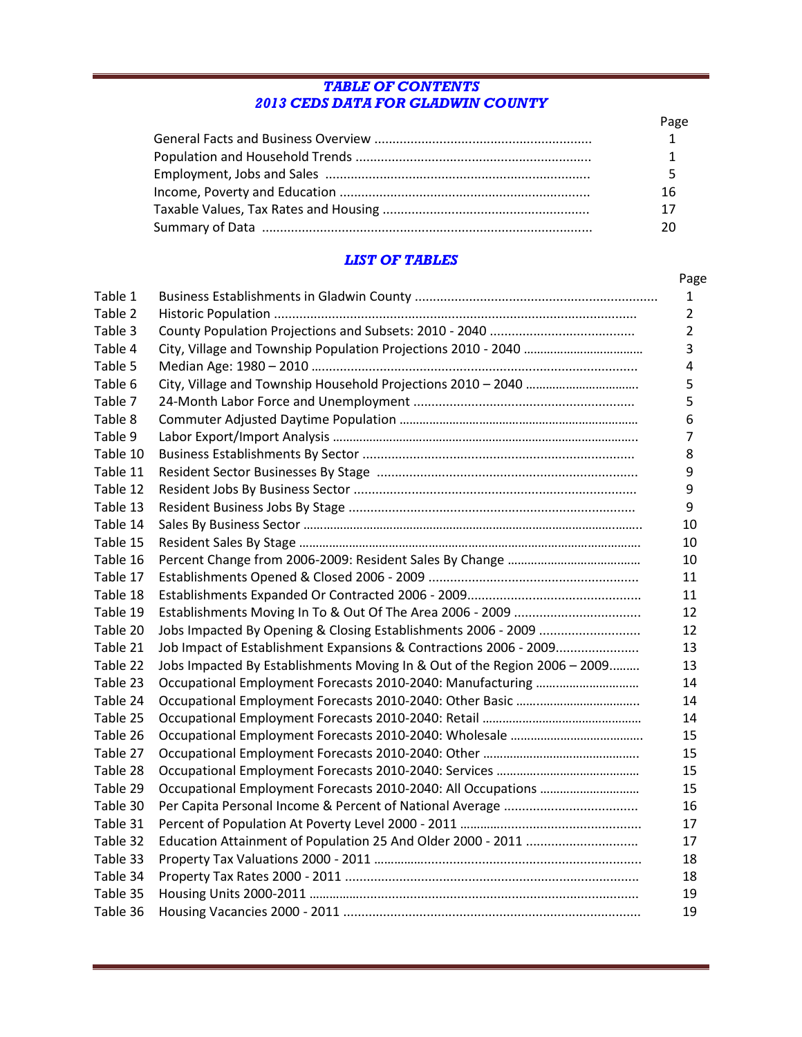# *TABLE OF CONTENTS*
# *2013 CEDS DATA FOR GLADWIN COUNTY*

| | Page |
|---|---|
| General Facts and Business Overview | 1 |
| Population and Household Trends | 1 |
| Employment, Jobs and Sales | 5 |
| Income, Poverty and Education | 16 |
| Taxable Values, Tax Rates and Housing | 17 |
| Summary of Data | 20 |

## *LIST OF TABLES*

| | | Page |
|---|---|---|
| Table 1 | Business Establishments in Gladwin County | 1 |
| Table 2 | Historic Population | 2 |
| Table 3 | County Population Projections and Subsets: 2010 - 2040 | 2 |
| Table 4 | City, Village and Township Population Projections 2010 - 2040 | 3 |
| Table 5 | Median Age: 1980 – 2010 | 4 |
| Table 6 | City, Village and Township Household Projections 2010 – 2040 | 5 |
| Table 7 | 24-Month Labor Force and Unemployment | 5 |
| Table 8 | Commuter Adjusted Daytime Population | 6 |
| Table 9 | Labor Export/Import Analysis | 7 |
| Table 10 | Business Establishments By Sector | 8 |
| Table 11 | Resident Sector Businesses By Stage | 9 |
| Table 12 | Resident Jobs By Business Sector | 9 |
| Table 13 | Resident Business Jobs By Stage | 9 |
| Table 14 | Sales By Business Sector | 10 |
| Table 15 | Resident Sales By Stage | 10 |
| Table 16 | Percent Change from 2006-2009: Resident Sales By Change | 10 |
| Table 17 | Establishments Opened & Closed 2006 - 2009 | 11 |
| Table 18 | Establishments Expanded Or Contracted 2006 - 2009 | 11 |
| Table 19 | Establishments Moving In To & Out Of The Area 2006 - 2009 | 12 |
| Table 20 | Jobs Impacted By Opening & Closing Establishments 2006 - 2009 | 12 |
| Table 21 | Job Impact of Establishment Expansions & Contractions 2006 - 2009 | 13 |
| Table 22 | Jobs Impacted By Establishments Moving In & Out of the Region 2006 – 2009 | 13 |
| Table 23 | Occupational Employment Forecasts 2010-2040: Manufacturing | 14 |
| Table 24 | Occupational Employment Forecasts 2010-2040: Other Basic | 14 |
| Table 25 | Occupational Employment Forecasts 2010-2040: Retail | 14 |
| Table 26 | Occupational Employment Forecasts 2010-2040: Wholesale | 15 |
| Table 27 | Occupational Employment Forecasts 2010-2040: Other | 15 |
| Table 28 | Occupational Employment Forecasts 2010-2040: Services | 15 |
| Table 29 | Occupational Employment Forecasts 2010-2040: All Occupations | 15 |
| Table 30 | Per Capita Personal Income & Percent of National Average | 16 |
| Table 31 | Percent of Population At Poverty Level 2000 - 2011 | 17 |
| Table 32 | Education Attainment of Population 25 And Older 2000 - 2011 | 17 |
| Table 33 | Property Tax Valuations 2000 - 2011 | 18 |
| Table 34 | Property Tax Rates 2000 - 2011 | 18 |
| Table 35 | Housing Units 2000-2011 | 19 |
| Table 36 | Housing Vacancies 2000 - 2011 | 19 |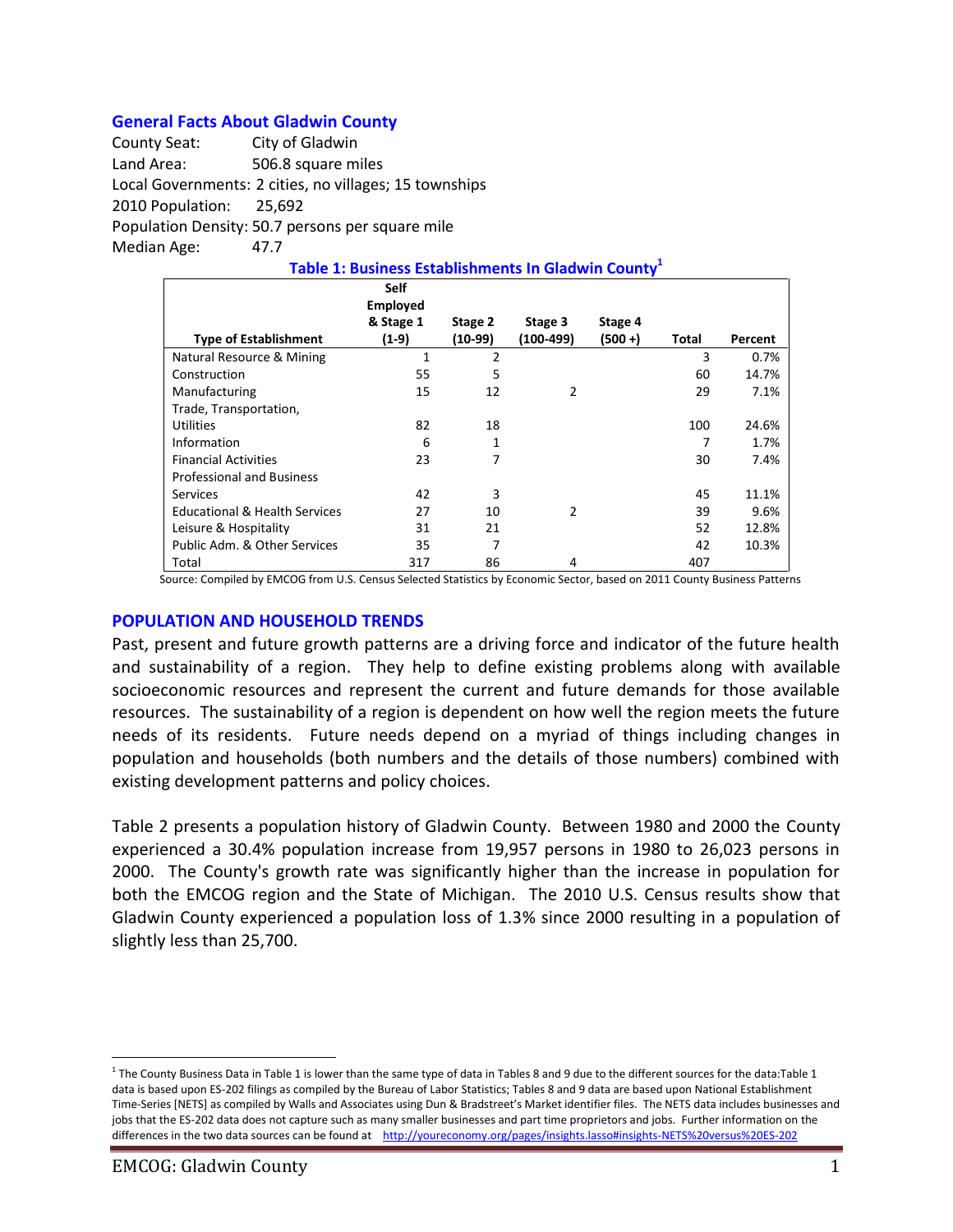## General Facts About Gladwin County

County Seat: City of Gladwin
Land Area: 506.8 square miles
Local Governments: 2 cities, no villages; 15 townships
2010 Population: 25,692
Population Density: 50.7 persons per square mile
Median Age: 47.7

**Table 1: Business Establishments In Gladwin County[1]**

| Type of Establishment | Self Employed & Stage 1 (1-9) | Stage 2 (10-99) | Stage 3 (100-499) | Stage 4 (500 +) | Total | Percent |
|---|---|---|---|---|---|---|
| Natural Resource & Mining | 1 | 2 | | | 3 | 0.7% |
| Construction | 55 | 5 | | | 60 | 14.7% |
| Manufacturing | 15 | 12 | 2 | | 29 | 7.1% |
| Trade, Transportation, Utilities | 82 | 18 | | | 100 | 24.6% |
| Information | 6 | 1 | | | 7 | 1.7% |
| Financial Activities | 23 | 7 | | | 30 | 7.4% |
| Professional and Business Services | 42 | 3 | | | 45 | 11.1% |
| Educational & Health Services | 27 | 10 | 2 | | 39 | 9.6% |
| Leisure & Hospitality | 31 | 21 | | | 52 | 12.8% |
| Public Adm. & Other Services | 35 | 7 | | | 42 | 10.3% |
| Total | 317 | 86 | 4 | | 407 | |

Source: Compiled by EMCOG from U.S. Census Selected Statistics by Economic Sector, based on 2011 County Business Patterns

## POPULATION AND HOUSEHOLD TRENDS

Past, present and future growth patterns are a driving force and indicator of the future health and sustainability of a region. They help to define existing problems along with available socioeconomic resources and represent the current and future demands for those available resources. The sustainability of a region is dependent on how well the region meets the future needs of its residents. Future needs depend on a myriad of things including changes in population and households (both numbers and the details of those numbers) combined with existing development patterns and policy choices.

Table 2 presents a population history of Gladwin County. Between 1980 and 2000 the County experienced a 30.4% population increase from 19,957 persons in 1980 to 26,023 persons in 2000. The County's growth rate was significantly higher than the increase in population for both the EMCOG region and the State of Michigan. The 2010 U.S. Census results show that Gladwin County experienced a population loss of 1.3% since 2000 resulting in a population of slightly less than 25,700.

---

[1] The County Business Data in Table 1 is lower than the same type of data in Tables 8 and 9 due to the different sources for the data:Table 1 data is based upon ES-202 filings as compiled by the Bureau of Labor Statistics; Tables 8 and 9 data are based upon National Establishment Time-Series [NETS] as compiled by Walls and Associates using Dun & Bradstreet's Market identifier files. The NETS data includes businesses and jobs that the ES-202 data does not capture such as many smaller businesses and part time proprietors and jobs. Further information on the differences in the two data sources can be found at http://youreconomy.org/pages/insights.lasso#insights-NETS%20versus%20ES-202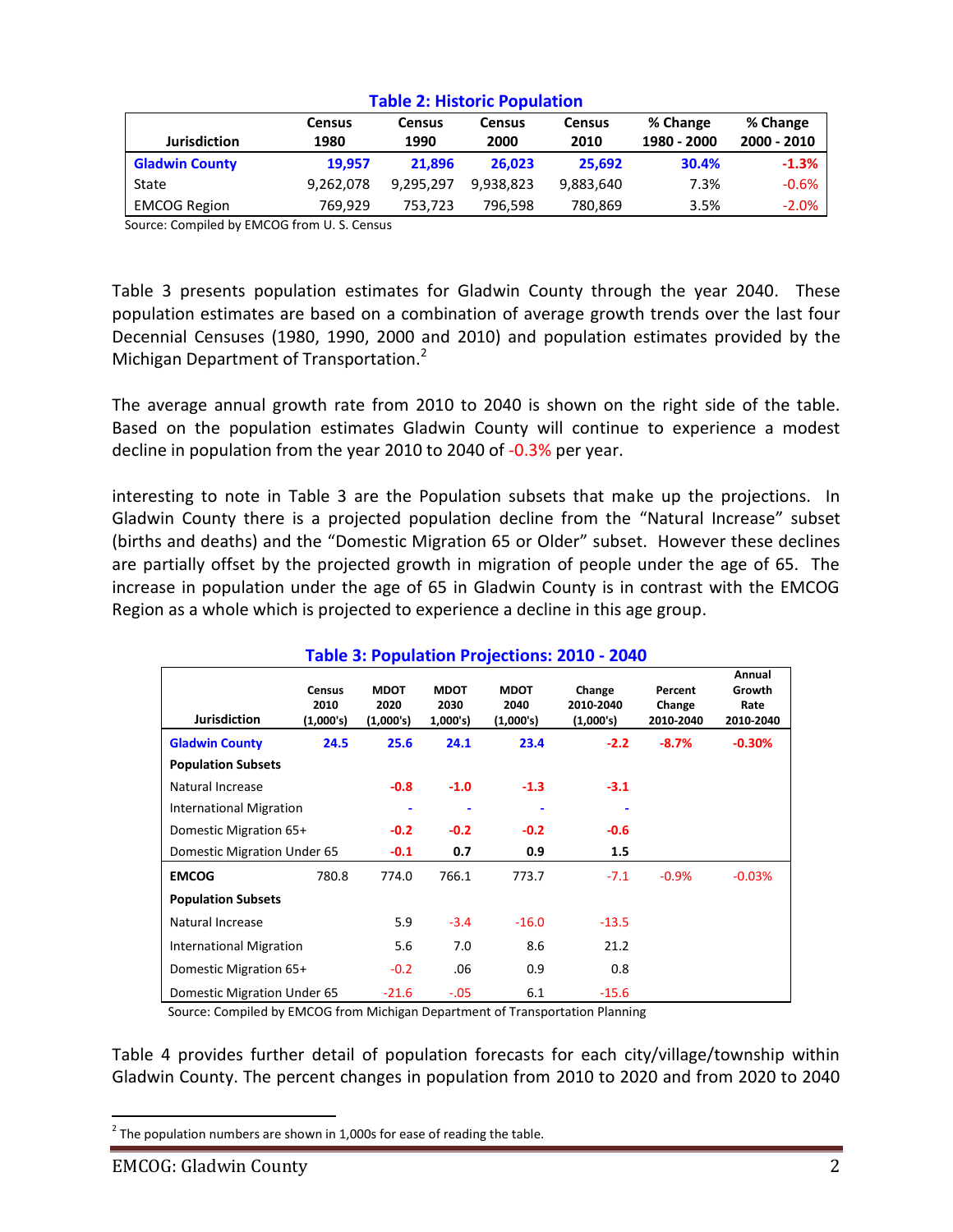**Table 2: Historic Population**

| Jurisdiction | Census 1980 | Census 1990 | Census 2000 | Census 2010 | % Change 1980 - 2000 | % Change 2000 - 2010 |
|---|---|---|---|---|---|---|
| **Gladwin County** | **19,957** | **21,896** | **26,023** | **25,692** | **30.4%** | **-1.3%** |
| State | 9,262,078 | 9,295,297 | 9,938,823 | 9,883,640 | 7.3% | -0.6% |
| EMCOG Region | 769,929 | 753,723 | 796,598 | 780,869 | 3.5% | -2.0% |

Source: Compiled by EMCOG from U. S. Census

Table 3 presents population estimates for Gladwin County through the year 2040. These population estimates are based on a combination of average growth trends over the last four Decennial Censuses (1980, 1990, 2000 and 2010) and population estimates provided by the Michigan Department of Transportation.[2]

The average annual growth rate from 2010 to 2040 is shown on the right side of the table. Based on the population estimates Gladwin County will continue to experience a modest decline in population from the year 2010 to 2040 of -0.3% per year.

interesting to note in Table 3 are the Population subsets that make up the projections. In Gladwin County there is a projected population decline from the "Natural Increase" subset (births and deaths) and the "Domestic Migration 65 or Older" subset. However these declines are partially offset by the projected growth in migration of people under the age of 65. The increase in population under the age of 65 in Gladwin County is in contrast with the EMCOG Region as a whole which is projected to experience a decline in this age group.

**Table 3: Population Projections: 2010 - 2040**

| Jurisdiction | Census 2010 (1,000's) | MDOT 2020 (1,000's) | MDOT 2030 1,000's) | MDOT 2040 (1,000's) | Change 2010-2040 (1,000's) | Percent Change 2010-2040 | Annual Growth Rate 2010-2040 |
|---|---|---|---|---|---|---|---|
| **Gladwin County** | **24.5** | **25.6** | **24.1** | **23.4** | **-2.2** | **-8.7%** | **-0.30%** |
| **Population Subsets** | | | | | | | |
| Natural Increase | | **-0.8** | **-1.0** | **-1.3** | **-3.1** | | |
| International Migration | | - | - | - | - | | |
| Domestic Migration 65+ | | **-0.2** | **-0.2** | **-0.2** | **-0.6** | | |
| Domestic Migration Under 65 | | **-0.1** | **0.7** | **0.9** | **1.5** | | |
| **EMCOG** | 780.8 | 774.0 | 766.1 | 773.7 | -7.1 | -0.9% | -0.03% |
| **Population Subsets** | | | | | | | |
| Natural Increase | | 5.9 | -3.4 | -16.0 | -13.5 | | |
| International Migration | | 5.6 | 7.0 | 8.6 | 21.2 | | |
| Domestic Migration 65+ | | -0.2 | .06 | 0.9 | 0.8 | | |
| Domestic Migration Under 65 | | -21.6 | -.05 | 6.1 | -15.6 | | |

Source: Compiled by EMCOG from Michigan Department of Transportation Planning

Table 4 provides further detail of population forecasts for each city/village/township within Gladwin County. The percent changes in population from 2010 to 2020 and from 2020 to 2040

[2] The population numbers are shown in 1,000s for ease of reading the table.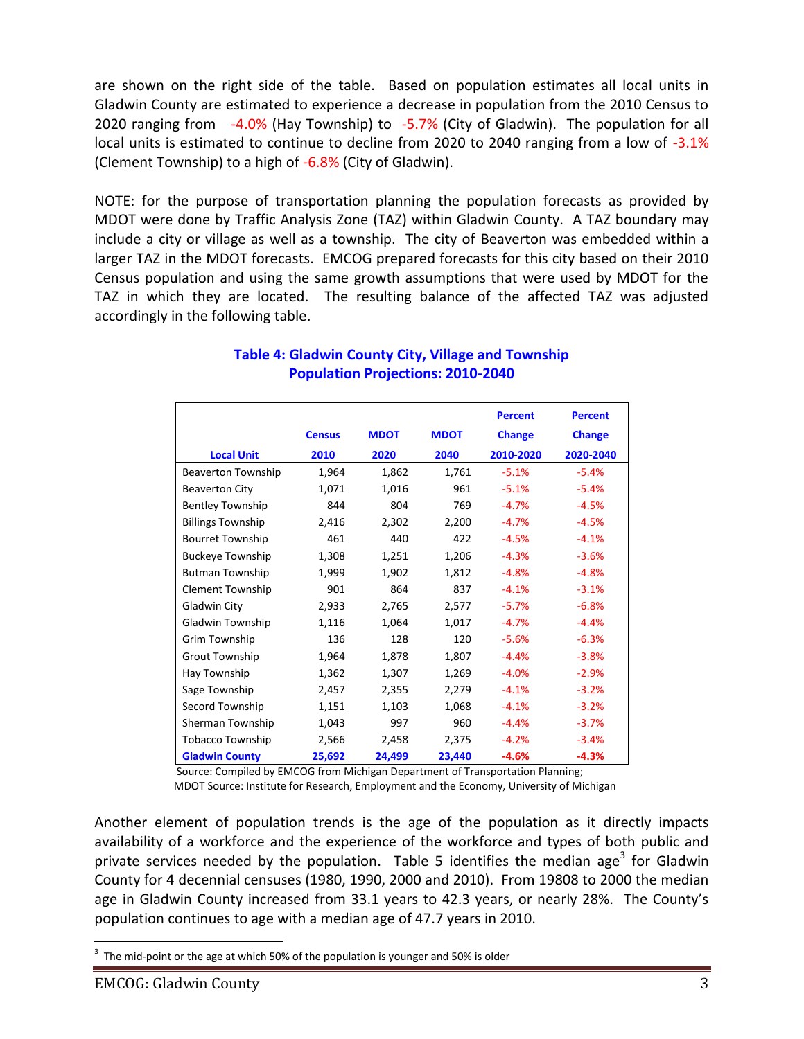are shown on the right side of the table. Based on population estimates all local units in Gladwin County are estimated to experience a decrease in population from the 2010 Census to 2020 ranging from -4.0% (Hay Township) to -5.7% (City of Gladwin). The population for all local units is estimated to continue to decline from 2020 to 2040 ranging from a low of -3.1% (Clement Township) to a high of -6.8% (City of Gladwin).

NOTE: for the purpose of transportation planning the population forecasts as provided by MDOT were done by Traffic Analysis Zone (TAZ) within Gladwin County. A TAZ boundary may include a city or village as well as a township. The city of Beaverton was embedded within a larger TAZ in the MDOT forecasts. EMCOG prepared forecasts for this city based on their 2010 Census population and using the same growth assumptions that were used by MDOT for the TAZ in which they are located. The resulting balance of the affected TAZ was adjusted accordingly in the following table.

**Table 4: Gladwin County City, Village and Township Population Projections: 2010-2040**

| Local Unit | Census 2010 | MDOT 2020 | MDOT 2040 | Percent Change 2010-2020 | Percent Change 2020-2040 |
|---|---|---|---|---|---|
| Beaverton Township | 1,964 | 1,862 | 1,761 | -5.1% | -5.4% |
| Beaverton City | 1,071 | 1,016 | 961 | -5.1% | -5.4% |
| Bentley Township | 844 | 804 | 769 | -4.7% | -4.5% |
| Billings Township | 2,416 | 2,302 | 2,200 | -4.7% | -4.5% |
| Bourret Township | 461 | 440 | 422 | -4.5% | -4.1% |
| Buckeye Township | 1,308 | 1,251 | 1,206 | -4.3% | -3.6% |
| Butman Township | 1,999 | 1,902 | 1,812 | -4.8% | -4.8% |
| Clement Township | 901 | 864 | 837 | -4.1% | -3.1% |
| Gladwin City | 2,933 | 2,765 | 2,577 | -5.7% | -6.8% |
| Gladwin Township | 1,116 | 1,064 | 1,017 | -4.7% | -4.4% |
| Grim Township | 136 | 128 | 120 | -5.6% | -6.3% |
| Grout Township | 1,964 | 1,878 | 1,807 | -4.4% | -3.8% |
| Hay Township | 1,362 | 1,307 | 1,269 | -4.0% | -2.9% |
| Sage Township | 2,457 | 2,355 | 2,279 | -4.1% | -3.2% |
| Secord Township | 1,151 | 1,103 | 1,068 | -4.1% | -3.2% |
| Sherman Township | 1,043 | 997 | 960 | -4.4% | -3.7% |
| Tobacco Township | 2,566 | 2,458 | 2,375 | -4.2% | -3.4% |
| **Gladwin County** | **25,692** | **24,499** | **23,440** | **-4.6%** | **-4.3%** |

Source: Compiled by EMCOG from Michigan Department of Transportation Planning;
MDOT Source: Institute for Research, Employment and the Economy, University of Michigan

Another element of population trends is the age of the population as it directly impacts availability of a workforce and the experience of the workforce and types of both public and private services needed by the population. Table 5 identifies the median age[3] for Gladwin County for 4 decennial censuses (1980, 1990, 2000 and 2010). From 19808 to 2000 the median age in Gladwin County increased from 33.1 years to 42.3 years, or nearly 28%. The County's population continues to age with a median age of 47.7 years in 2010.

[3] The mid-point or the age at which 50% of the population is younger and 50% is older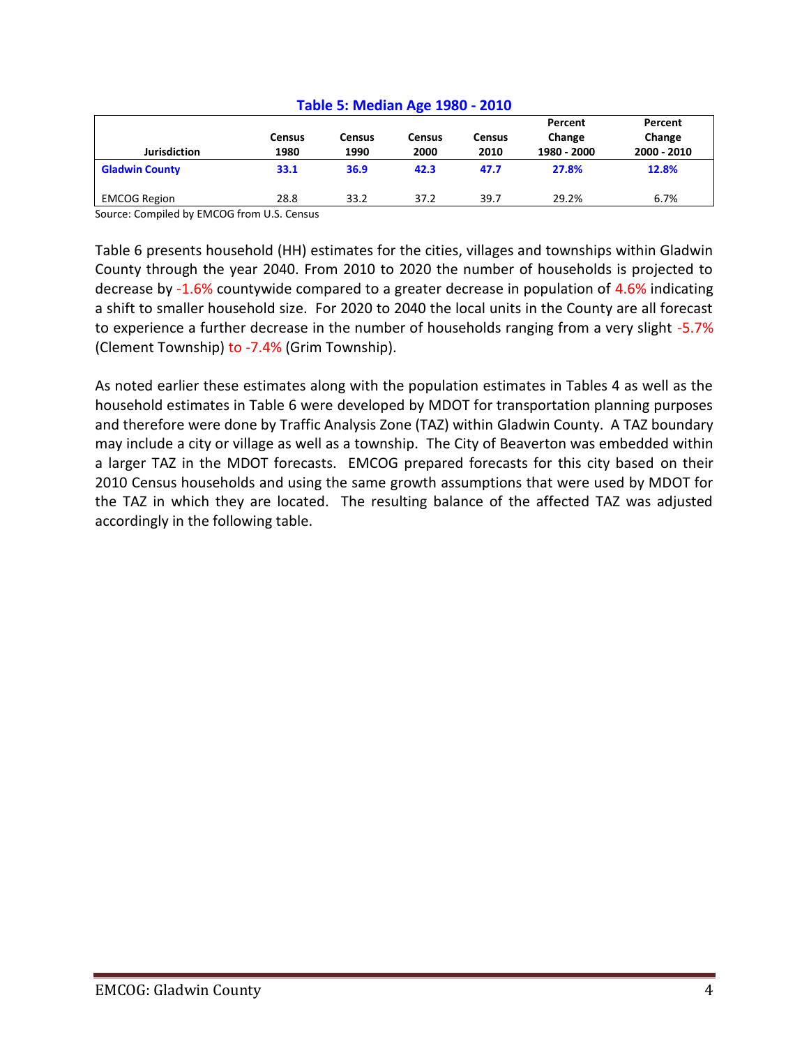### Table 5: Median Age 1980 - 2010

| Jurisdiction | Census 1980 | Census 1990 | Census 2000 | Census 2010 | Percent Change 1980 - 2000 | Percent Change 2000 - 2010 |
|---|---|---|---|---|---|---|
| **Gladwin County** | **33.1** | **36.9** | **42.3** | **47.7** | **27.8%** | **12.8%** |
| EMCOG Region | 28.8 | 33.2 | 37.2 | 39.7 | 29.2% | 6.7% |

Source: Compiled by EMCOG from U.S. Census

Table 6 presents household (HH) estimates for the cities, villages and townships within Gladwin County through the year 2040. From 2010 to 2020 the number of households is projected to decrease by -1.6% countywide compared to a greater decrease in population of 4.6% indicating a shift to smaller household size. For 2020 to 2040 the local units in the County are all forecast to experience a further decrease in the number of households ranging from a very slight -5.7% (Clement Township) to -7.4% (Grim Township).

As noted earlier these estimates along with the population estimates in Tables 4 as well as the household estimates in Table 6 were developed by MDOT for transportation planning purposes and therefore were done by Traffic Analysis Zone (TAZ) within Gladwin County. A TAZ boundary may include a city or village as well as a township. The City of Beaverton was embedded within a larger TAZ in the MDOT forecasts. EMCOG prepared forecasts for this city based on their 2010 Census households and using the same growth assumptions that were used by MDOT for the TAZ in which they are located. The resulting balance of the affected TAZ was adjusted accordingly in the following table.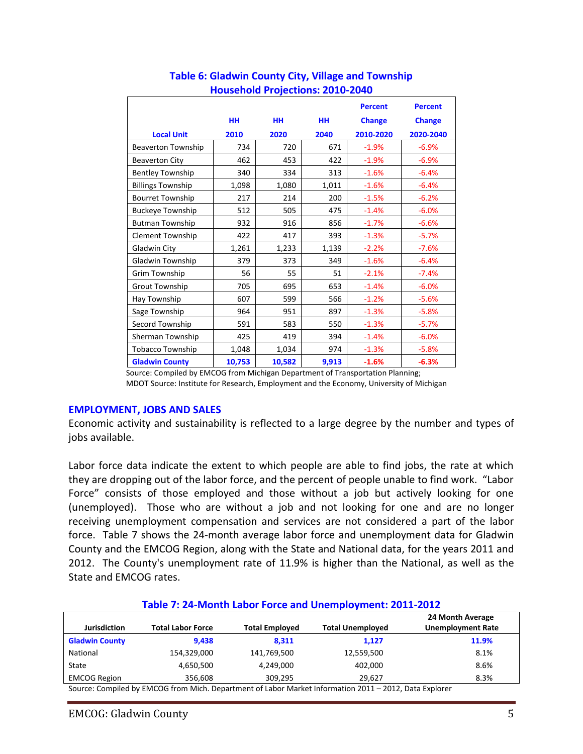**Table 6: Gladwin County City, Village and Township Household Projections: 2010-2040**

| Local Unit | HH 2010 | HH 2020 | HH 2040 | Percent Change 2010-2020 | Percent Change 2020-2040 |
|---|---|---|---|---|---|
| Beaverton Township | 734 | 720 | 671 | -1.9% | -6.9% |
| Beaverton City | 462 | 453 | 422 | -1.9% | -6.9% |
| Bentley Township | 340 | 334 | 313 | -1.6% | -6.4% |
| Billings Township | 1,098 | 1,080 | 1,011 | -1.6% | -6.4% |
| Bourret Township | 217 | 214 | 200 | -1.5% | -6.2% |
| Buckeye Township | 512 | 505 | 475 | -1.4% | -6.0% |
| Butman Township | 932 | 916 | 856 | -1.7% | -6.6% |
| Clement Township | 422 | 417 | 393 | -1.3% | -5.7% |
| Gladwin City | 1,261 | 1,233 | 1,139 | -2.2% | -7.6% |
| Gladwin Township | 379 | 373 | 349 | -1.6% | -6.4% |
| Grim Township | 56 | 55 | 51 | -2.1% | -7.4% |
| Grout Township | 705 | 695 | 653 | -1.4% | -6.0% |
| Hay Township | 607 | 599 | 566 | -1.2% | -5.6% |
| Sage Township | 964 | 951 | 897 | -1.3% | -5.8% |
| Secord Township | 591 | 583 | 550 | -1.3% | -5.7% |
| Sherman Township | 425 | 419 | 394 | -1.4% | -6.0% |
| Tobacco Township | 1,048 | 1,034 | 974 | -1.3% | -5.8% |
| **Gladwin County** | **10,753** | **10,582** | **9,913** | **-1.6%** | **-6.3%** |

Source: Compiled by EMCOG from Michigan Department of Transportation Planning; MDOT Source: Institute for Research, Employment and the Economy, University of Michigan

## EMPLOYMENT, JOBS AND SALES

Economic activity and sustainability is reflected to a large degree by the number and types of jobs available.

Labor force data indicate the extent to which people are able to find jobs, the rate at which they are dropping out of the labor force, and the percent of people unable to find work. "Labor Force" consists of those employed and those without a job but actively looking for one (unemployed). Those who are without a job and not looking for one and are no longer receiving unemployment compensation and services are not considered a part of the labor force. Table 7 shows the 24-month average labor force and unemployment data for Gladwin County and the EMCOG Region, along with the State and National data, for the years 2011 and 2012. The County's unemployment rate of 11.9% is higher than the National, as well as the State and EMCOG rates.

**Table 7: 24-Month Labor Force and Unemployment: 2011-2012**

| Jurisdiction | Total Labor Force | Total Employed | Total Unemployed | 24 Month Average Unemployment Rate |
|---|---|---|---|---|
| **Gladwin County** | **9,438** | **8,311** | **1,127** | **11.9%** |
| National | 154,329,000 | 141,769,500 | 12,559,500 | 8.1% |
| State | 4,650,500 | 4,249,000 | 402,000 | 8.6% |
| EMCOG Region | 356,608 | 309,295 | 29,627 | 8.3% |

Source: Compiled by EMCOG from Mich. Department of Labor Market Information 2011 – 2012, Data Explorer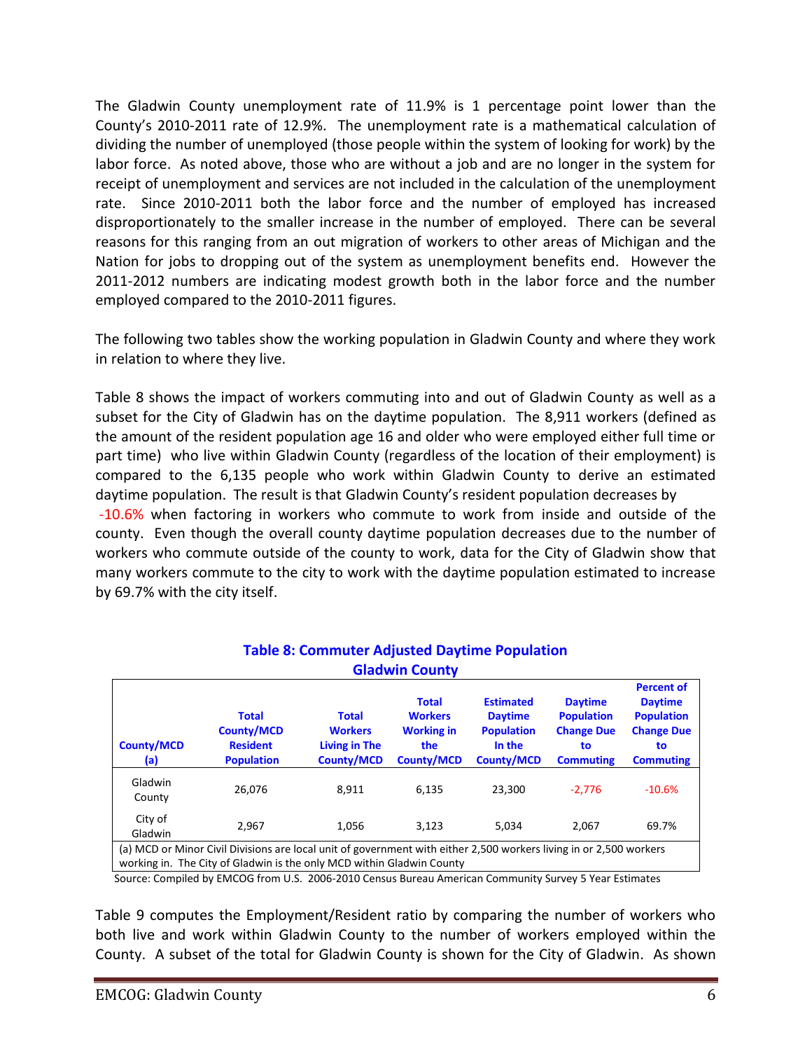The Gladwin County unemployment rate of 11.9% is 1 percentage point lower than the County's 2010-2011 rate of 12.9%. The unemployment rate is a mathematical calculation of dividing the number of unemployed (those people within the system of looking for work) by the labor force. As noted above, those who are without a job and are no longer in the system for receipt of unemployment and services are not included in the calculation of the unemployment rate. Since 2010-2011 both the labor force and the number of employed has increased disproportionately to the smaller increase in the number of employed. There can be several reasons for this ranging from an out migration of workers to other areas of Michigan and the Nation for jobs to dropping out of the system as unemployment benefits end. However the 2011-2012 numbers are indicating modest growth both in the labor force and the number employed compared to the 2010-2011 figures.

The following two tables show the working population in Gladwin County and where they work in relation to where they live.

Table 8 shows the impact of workers commuting into and out of Gladwin County as well as a subset for the City of Gladwin has on the daytime population. The 8,911 workers (defined as the amount of the resident population age 16 and older who were employed either full time or part time) who live within Gladwin County (regardless of the location of their employment) is compared to the 6,135 people who work within Gladwin County to derive an estimated daytime population. The result is that Gladwin County's resident population decreases by -10.6% when factoring in workers who commute to work from inside and outside of the county. Even though the overall county daytime population decreases due to the number of workers who commute outside of the county to work, data for the City of Gladwin show that many workers commute to the city to work with the daytime population estimated to increase by 69.7% with the city itself.

**Table 8: Commuter Adjusted Daytime Population**
**Gladwin County**

| County/MCD (a) | Total County/MCD Resident Population | Total Workers Living in The County/MCD | Total Workers Working in the County/MCD | Estimated Daytime Population In the County/MCD | Daytime Population Change Due to Commuting | Percent of Daytime Population Change Due to Commuting |
|---|---|---|---|---|---|---|
| Gladwin County | 26,076 | 8,911 | 6,135 | 23,300 | -2,776 | -10.6% |
| City of Gladwin | 2,967 | 1,056 | 3,123 | 5,034 | 2,067 | 69.7% |

(a) MCD or Minor Civil Divisions are local unit of government with either 2,500 workers living in or 2,500 workers working in. The City of Gladwin is the only MCD within Gladwin County

Source: Compiled by EMCOG from U.S. 2006-2010 Census Bureau American Community Survey 5 Year Estimates

Table 9 computes the Employment/Resident ratio by comparing the number of workers who both live and work within Gladwin County to the number of workers employed within the County. A subset of the total for Gladwin County is shown for the City of Gladwin. As shown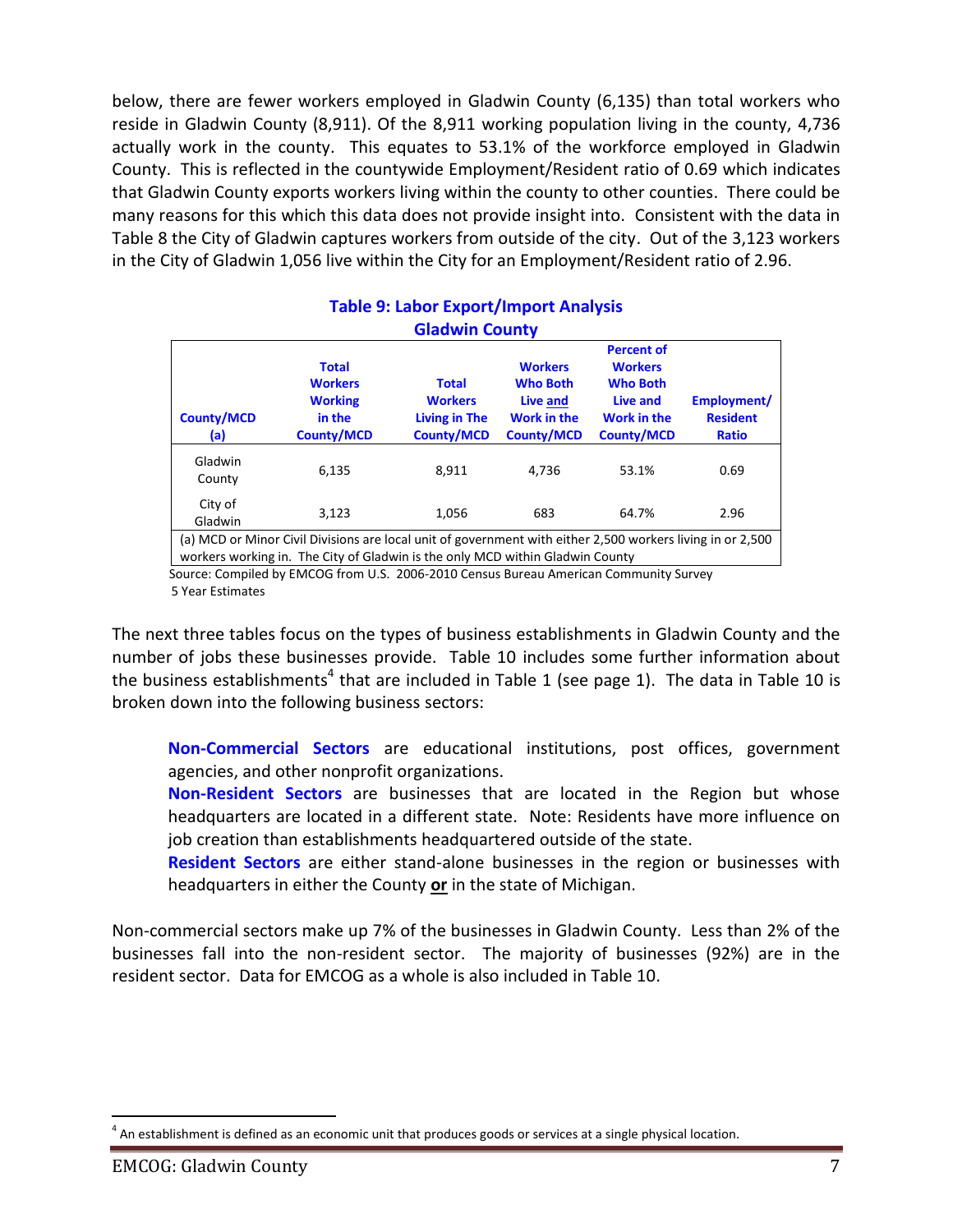below, there are fewer workers employed in Gladwin County (6,135) than total workers who reside in Gladwin County (8,911). Of the 8,911 working population living in the county, 4,736 actually work in the county. This equates to 53.1% of the workforce employed in Gladwin County. This is reflected in the countywide Employment/Resident ratio of 0.69 which indicates that Gladwin County exports workers living within the county to other counties. There could be many reasons for this which this data does not provide insight into. Consistent with the data in Table 8 the City of Gladwin captures workers from outside of the city. Out of the 3,123 workers in the City of Gladwin 1,056 live within the City for an Employment/Resident ratio of 2.96.

**Table 9: Labor Export/Import Analysis**
**Gladwin County**

| County/MCD (a) | Total Workers Working in the County/MCD | Total Workers Living in The County/MCD | Workers Who Both Live and Work in the County/MCD | Percent of Workers Who Both Live and Work in the County/MCD | Employment/ Resident Ratio |
|---|---|---|---|---|---|
| Gladwin County | 6,135 | 8,911 | 4,736 | 53.1% | 0.69 |
| City of Gladwin | 3,123 | 1,056 | 683 | 64.7% | 2.96 |

(a) MCD or Minor Civil Divisions are local unit of government with either 2,500 workers living in or 2,500 workers working in. The City of Gladwin is the only MCD within Gladwin County

Source: Compiled by EMCOG from U.S. 2006-2010 Census Bureau American Community Survey 5 Year Estimates

The next three tables focus on the types of business establishments in Gladwin County and the number of jobs these businesses provide. Table 10 includes some further information about the business establishments[4] that are included in Table 1 (see page 1). The data in Table 10 is broken down into the following business sectors:

> **Non-Commercial Sectors** are educational institutions, post offices, government agencies, and other nonprofit organizations.
> **Non-Resident Sectors** are businesses that are located in the Region but whose headquarters are located in a different state. Note: Residents have more influence on job creation than establishments headquartered outside of the state.
> **Resident Sectors** are either stand-alone businesses in the region or businesses with headquarters in either the County **or** in the state of Michigan.

Non-commercial sectors make up 7% of the businesses in Gladwin County. Less than 2% of the businesses fall into the non-resident sector. The majority of businesses (92%) are in the resident sector. Data for EMCOG as a whole is also included in Table 10.

[4] An establishment is defined as an economic unit that produces goods or services at a single physical location.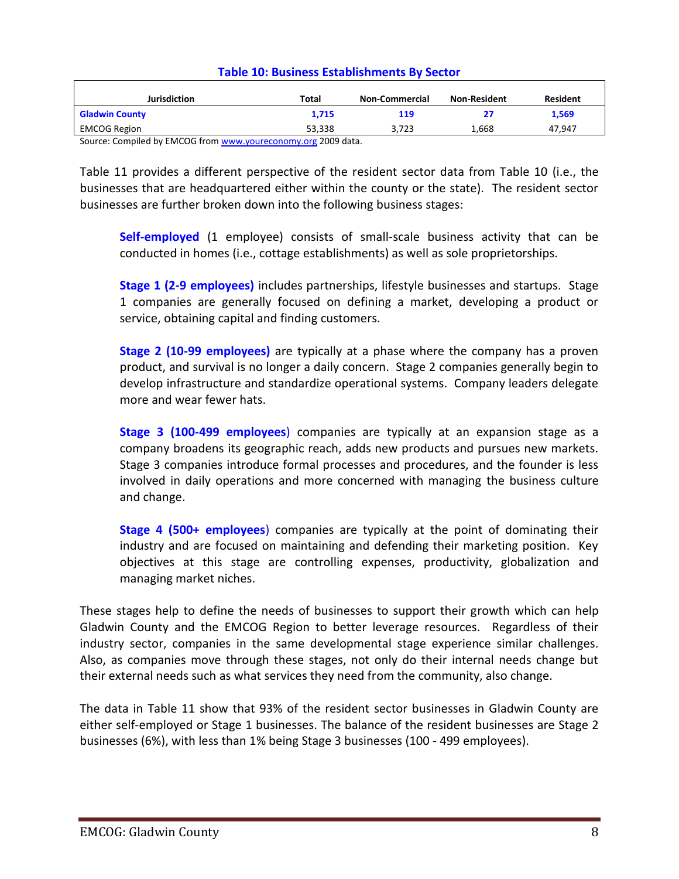**Table 10: Business Establishments By Sector**

| Jurisdiction | Total | Non-Commercial | Non-Resident | Resident |
|---|---|---|---|---|
| **Gladwin County** | **1,715** | **119** | **27** | **1,569** |
| EMCOG Region | 53,338 | 3,723 | 1,668 | 47,947 |

Source: Compiled by EMCOG from www.youreconomy.org 2009 data.

Table 11 provides a different perspective of the resident sector data from Table 10 (i.e., the businesses that are headquartered either within the county or the state). The resident sector businesses are further broken down into the following business stages:

> **Self-employed** (1 employee) consists of small-scale business activity that can be conducted in homes (i.e., cottage establishments) as well as sole proprietorships.
>
> **Stage 1 (2-9 employees)** includes partnerships, lifestyle businesses and startups. Stage 1 companies are generally focused on defining a market, developing a product or service, obtaining capital and finding customers.
>
> **Stage 2 (10-99 employees)** are typically at a phase where the company has a proven product, and survival is no longer a daily concern. Stage 2 companies generally begin to develop infrastructure and standardize operational systems. Company leaders delegate more and wear fewer hats.
>
> **Stage 3 (100-499 employees)** companies are typically at an expansion stage as a company broadens its geographic reach, adds new products and pursues new markets. Stage 3 companies introduce formal processes and procedures, and the founder is less involved in daily operations and more concerned with managing the business culture and change.
>
> **Stage 4 (500+ employees)** companies are typically at the point of dominating their industry and are focused on maintaining and defending their marketing position. Key objectives at this stage are controlling expenses, productivity, globalization and managing market niches.

These stages help to define the needs of businesses to support their growth which can help Gladwin County and the EMCOG Region to better leverage resources. Regardless of their industry sector, companies in the same developmental stage experience similar challenges. Also, as companies move through these stages, not only do their internal needs change but their external needs such as what services they need from the community, also change.

The data in Table 11 show that 93% of the resident sector businesses in Gladwin County are either self-employed or Stage 1 businesses. The balance of the resident businesses are Stage 2 businesses (6%), with less than 1% being Stage 3 businesses (100 - 499 employees).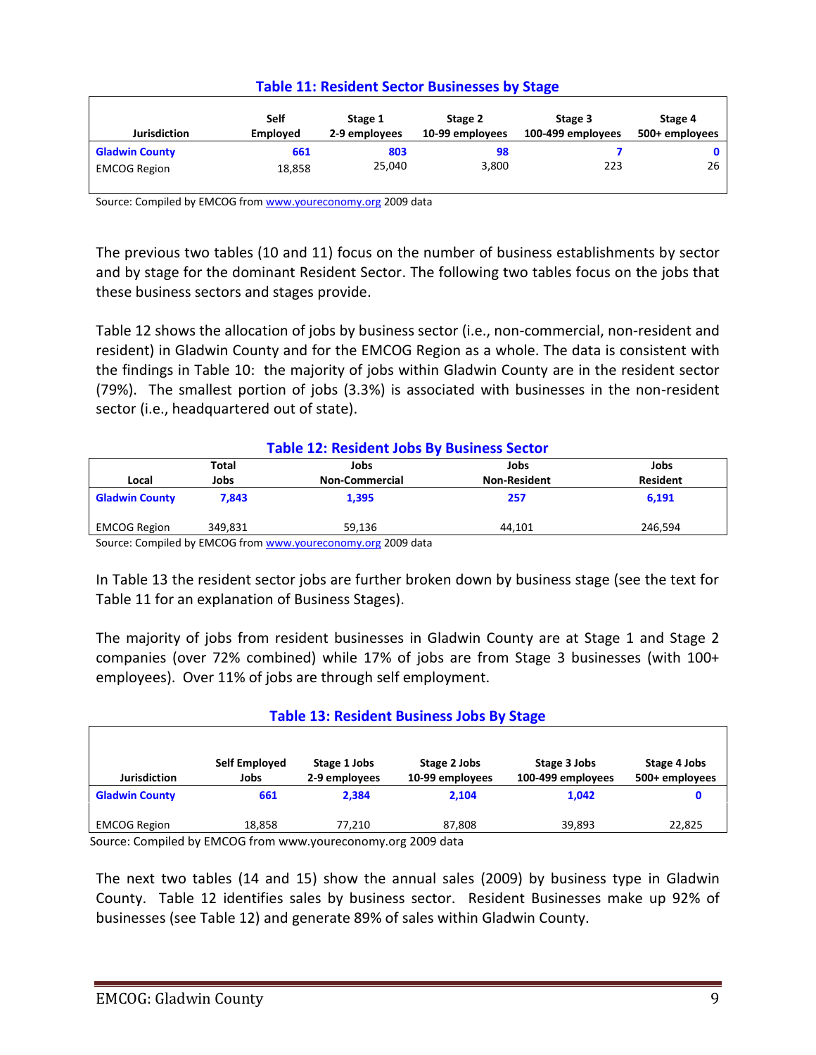### Table 11: Resident Sector Businesses by Stage

| Jurisdiction | Self Employed | Stage 1 2-9 employees | Stage 2 10-99 employees | Stage 3 100-499 employees | Stage 4 500+ employees |
|---|---|---|---|---|---|
| **Gladwin County** | **661** | **803** | **98** | **7** | **0** |
| EMCOG Region | 18,858 | 25,040 | 3,800 | 223 | 26 |

Source: Compiled by EMCOG from www.youreconomy.org 2009 data

The previous two tables (10 and 11) focus on the number of business establishments by sector and by stage for the dominant Resident Sector. The following two tables focus on the jobs that these business sectors and stages provide.

Table 12 shows the allocation of jobs by business sector (i.e., non-commercial, non-resident and resident) in Gladwin County and for the EMCOG Region as a whole. The data is consistent with the findings in Table 10: the majority of jobs within Gladwin County are in the resident sector (79%). The smallest portion of jobs (3.3%) is associated with businesses in the non-resident sector (i.e., headquartered out of state).

### Table 12: Resident Jobs By Business Sector

| Local | Total Jobs | Jobs Non-Commercial | Jobs Non-Resident | Jobs Resident |
|---|---|---|---|---|
| **Gladwin County** | **7,843** | **1,395** | **257** | **6,191** |
| EMCOG Region | 349,831 | 59,136 | 44,101 | 246,594 |

Source: Compiled by EMCOG from www.youreconomy.org 2009 data

In Table 13 the resident sector jobs are further broken down by business stage (see the text for Table 11 for an explanation of Business Stages).

The majority of jobs from resident businesses in Gladwin County are at Stage 1 and Stage 2 companies (over 72% combined) while 17% of jobs are from Stage 3 businesses (with 100+ employees). Over 11% of jobs are through self employment.

### Table 13: Resident Business Jobs By Stage

| Jurisdiction | Self Employed Jobs | Stage 1 Jobs 2-9 employees | Stage 2 Jobs 10-99 employees | Stage 3 Jobs 100-499 employees | Stage 4 Jobs 500+ employees |
|---|---|---|---|---|---|
| **Gladwin County** | **661** | **2,384** | **2,104** | **1,042** | **0** |
| EMCOG Region | 18,858 | 77,210 | 87,808 | 39,893 | 22,825 |

Source: Compiled by EMCOG from www.youreconomy.org 2009 data

The next two tables (14 and 15) show the annual sales (2009) by business type in Gladwin County. Table 12 identifies sales by business sector. Resident Businesses make up 92% of businesses (see Table 12) and generate 89% of sales within Gladwin County.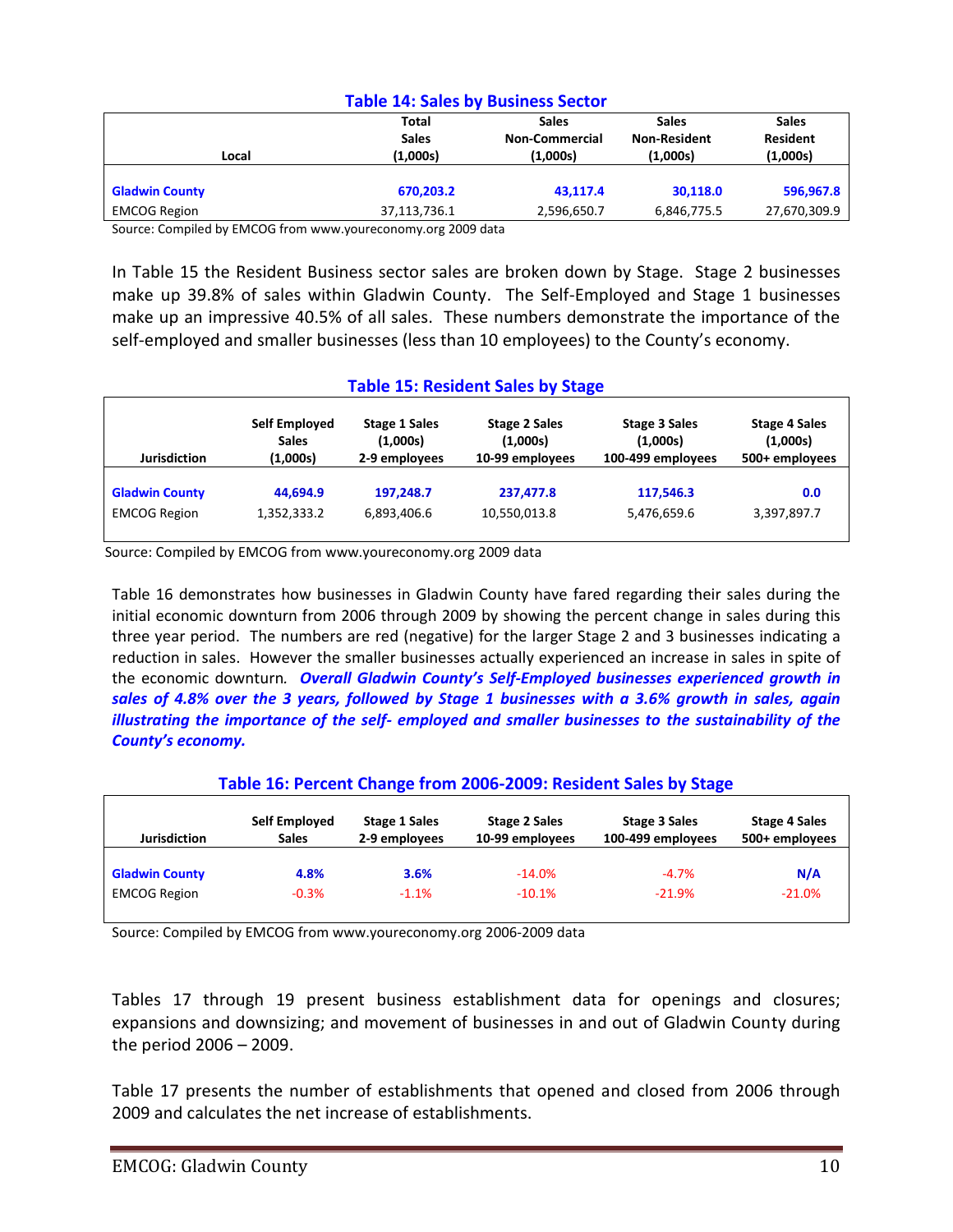**Table 14: Sales by Business Sector**

| Local | Total Sales (1,000s) | Sales Non-Commercial (1,000s) | Sales Non-Resident (1,000s) | Sales Resident (1,000s) |
|---|---|---|---|---|
| **Gladwin County** | **670,203.2** | **43,117.4** | **30,118.0** | **596,967.8** |
| EMCOG Region | 37,113,736.1 | 2,596,650.7 | 6,846,775.5 | 27,670,309.9 |

Source: Compiled by EMCOG from www.youreconomy.org 2009 data

In Table 15 the Resident Business sector sales are broken down by Stage. Stage 2 businesses make up 39.8% of sales within Gladwin County. The Self-Employed and Stage 1 businesses make up an impressive 40.5% of all sales. These numbers demonstrate the importance of the self-employed and smaller businesses (less than 10 employees) to the County's economy.

**Table 15: Resident Sales by Stage**

| Jurisdiction | Self Employed Sales (1,000s) | Stage 1 Sales (1,000s) 2-9 employees | Stage 2 Sales (1,000s) 10-99 employees | Stage 3 Sales (1,000s) 100-499 employees | Stage 4 Sales (1,000s) 500+ employees |
|---|---|---|---|---|---|
| **Gladwin County** | **44,694.9** | **197,248.7** | **237,477.8** | **117,546.3** | **0.0** |
| EMCOG Region | 1,352,333.2 | 6,893,406.6 | 10,550,013.8 | 5,476,659.6 | 3,397,897.7 |

Source: Compiled by EMCOG from www.youreconomy.org 2009 data

Table 16 demonstrates how businesses in Gladwin County have fared regarding their sales during the initial economic downturn from 2006 through 2009 by showing the percent change in sales during this three year period. The numbers are red (negative) for the larger Stage 2 and 3 businesses indicating a reduction in sales. However the smaller businesses actually experienced an increase in sales in spite of the economic downturn. ***Overall Gladwin County's Self-Employed businesses experienced growth in sales of 4.8% over the 3 years, followed by Stage 1 businesses with a 3.6% growth in sales, again illustrating the importance of the self- employed and smaller businesses to the sustainability of the County's economy.***

**Table 16: Percent Change from 2006-2009: Resident Sales by Stage**

| Jurisdiction | Self Employed Sales | Stage 1 Sales 2-9 employees | Stage 2 Sales 10-99 employees | Stage 3 Sales 100-499 employees | Stage 4 Sales 500+ employees |
|---|---|---|---|---|---|
| **Gladwin County** | **4.8%** | **3.6%** | -14.0% | -4.7% | **N/A** |
| EMCOG Region | -0.3% | -1.1% | -10.1% | -21.9% | -21.0% |

Source: Compiled by EMCOG from www.youreconomy.org 2006-2009 data

Tables 17 through 19 present business establishment data for openings and closures; expansions and downsizing; and movement of businesses in and out of Gladwin County during the period 2006 – 2009.

Table 17 presents the number of establishments that opened and closed from 2006 through 2009 and calculates the net increase of establishments.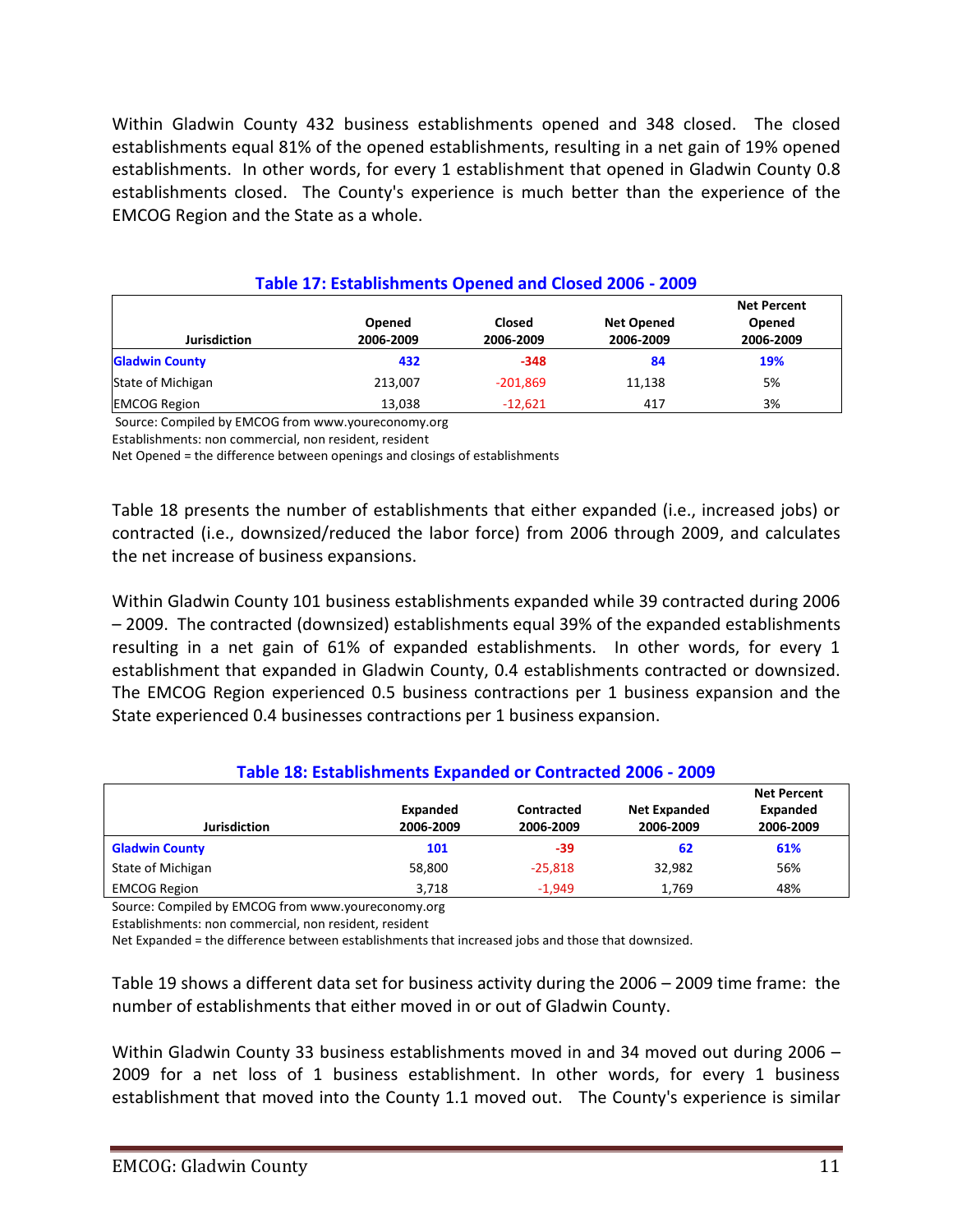Within Gladwin County 432 business establishments opened and 348 closed. The closed establishments equal 81% of the opened establishments, resulting in a net gain of 19% opened establishments. In other words, for every 1 establishment that opened in Gladwin County 0.8 establishments closed. The County's experience is much better than the experience of the EMCOG Region and the State as a whole.

### Table 17: Establishments Opened and Closed 2006 - 2009

| Jurisdiction | Opened 2006-2009 | Closed 2006-2009 | Net Opened 2006-2009 | Net Percent Opened 2006-2009 |
|---|---|---|---|---|
| **Gladwin County** | **432** | **-348** | **84** | **19%** |
| State of Michigan | 213,007 | -201,869 | 11,138 | 5% |
| EMCOG Region | 13,038 | -12,621 | 417 | 3% |

Source: Compiled by EMCOG from www.youreconomy.org
Establishments: non commercial, non resident, resident
Net Opened = the difference between openings and closings of establishments

Table 18 presents the number of establishments that either expanded (i.e., increased jobs) or contracted (i.e., downsized/reduced the labor force) from 2006 through 2009, and calculates the net increase of business expansions.

Within Gladwin County 101 business establishments expanded while 39 contracted during 2006 – 2009. The contracted (downsized) establishments equal 39% of the expanded establishments resulting in a net gain of 61% of expanded establishments. In other words, for every 1 establishment that expanded in Gladwin County, 0.4 establishments contracted or downsized. The EMCOG Region experienced 0.5 business contractions per 1 business expansion and the State experienced 0.4 businesses contractions per 1 business expansion.

### Table 18: Establishments Expanded or Contracted 2006 - 2009

| Jurisdiction | Expanded 2006-2009 | Contracted 2006-2009 | Net Expanded 2006-2009 | Net Percent Expanded 2006-2009 |
|---|---|---|---|---|
| **Gladwin County** | **101** | **-39** | **62** | **61%** |
| State of Michigan | 58,800 | -25,818 | 32,982 | 56% |
| EMCOG Region | 3,718 | -1,949 | 1,769 | 48% |

Source: Compiled by EMCOG from www.youreconomy.org
Establishments: non commercial, non resident, resident
Net Expanded = the difference between establishments that increased jobs and those that downsized.

Table 19 shows a different data set for business activity during the 2006 – 2009 time frame: the number of establishments that either moved in or out of Gladwin County.

Within Gladwin County 33 business establishments moved in and 34 moved out during 2006 – 2009 for a net loss of 1 business establishment. In other words, for every 1 business establishment that moved into the County 1.1 moved out. The County's experience is similar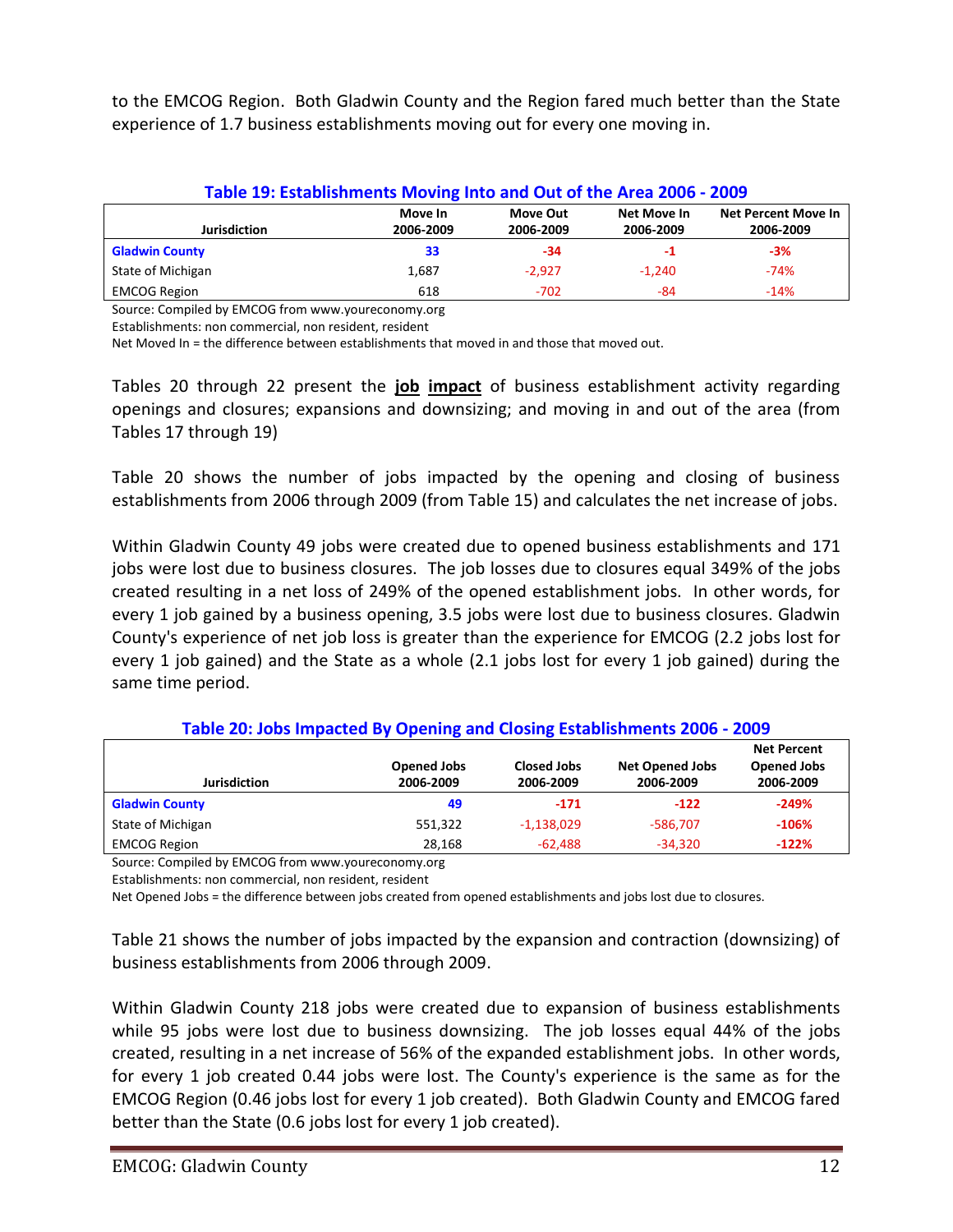to the EMCOG Region. Both Gladwin County and the Region fared much better than the State experience of 1.7 business establishments moving out for every one moving in.

**Table 19: Establishments Moving Into and Out of the Area 2006 - 2009**

| Jurisdiction | Move In 2006-2009 | Move Out 2006-2009 | Net Move In 2006-2009 | Net Percent Move In 2006-2009 |
|---|---|---|---|---|
| **Gladwin County** | **33** | **-34** | **-1** | **-3%** |
| State of Michigan | 1,687 | -2,927 | -1,240 | -74% |
| EMCOG Region | 618 | -702 | -84 | -14% |

Source: Compiled by EMCOG from www.youreconomy.org
Establishments: non commercial, non resident, resident
Net Moved In = the difference between establishments that moved in and those that moved out.

Tables 20 through 22 present the **job impact** of business establishment activity regarding openings and closures; expansions and downsizing; and moving in and out of the area (from Tables 17 through 19)

Table 20 shows the number of jobs impacted by the opening and closing of business establishments from 2006 through 2009 (from Table 15) and calculates the net increase of jobs.

Within Gladwin County 49 jobs were created due to opened business establishments and 171 jobs were lost due to business closures. The job losses due to closures equal 349% of the jobs created resulting in a net loss of 249% of the opened establishment jobs. In other words, for every 1 job gained by a business opening, 3.5 jobs were lost due to business closures. Gladwin County's experience of net job loss is greater than the experience for EMCOG (2.2 jobs lost for every 1 job gained) and the State as a whole (2.1 jobs lost for every 1 job gained) during the same time period.

**Table 20: Jobs Impacted By Opening and Closing Establishments 2006 - 2009**

| Jurisdiction | Opened Jobs 2006-2009 | Closed Jobs 2006-2009 | Net Opened Jobs 2006-2009 | Net Percent Opened Jobs 2006-2009 |
|---|---|---|---|---|
| **Gladwin County** | **49** | **-171** | **-122** | **-249%** |
| State of Michigan | 551,322 | -1,138,029 | -586,707 | **-106%** |
| EMCOG Region | 28,168 | -62,488 | -34,320 | **-122%** |

Source: Compiled by EMCOG from www.youreconomy.org
Establishments: non commercial, non resident, resident
Net Opened Jobs = the difference between jobs created from opened establishments and jobs lost due to closures.

Table 21 shows the number of jobs impacted by the expansion and contraction (downsizing) of business establishments from 2006 through 2009.

Within Gladwin County 218 jobs were created due to expansion of business establishments while 95 jobs were lost due to business downsizing. The job losses equal 44% of the jobs created, resulting in a net increase of 56% of the expanded establishment jobs. In other words, for every 1 job created 0.44 jobs were lost. The County's experience is the same as for the EMCOG Region (0.46 jobs lost for every 1 job created). Both Gladwin County and EMCOG fared better than the State (0.6 jobs lost for every 1 job created).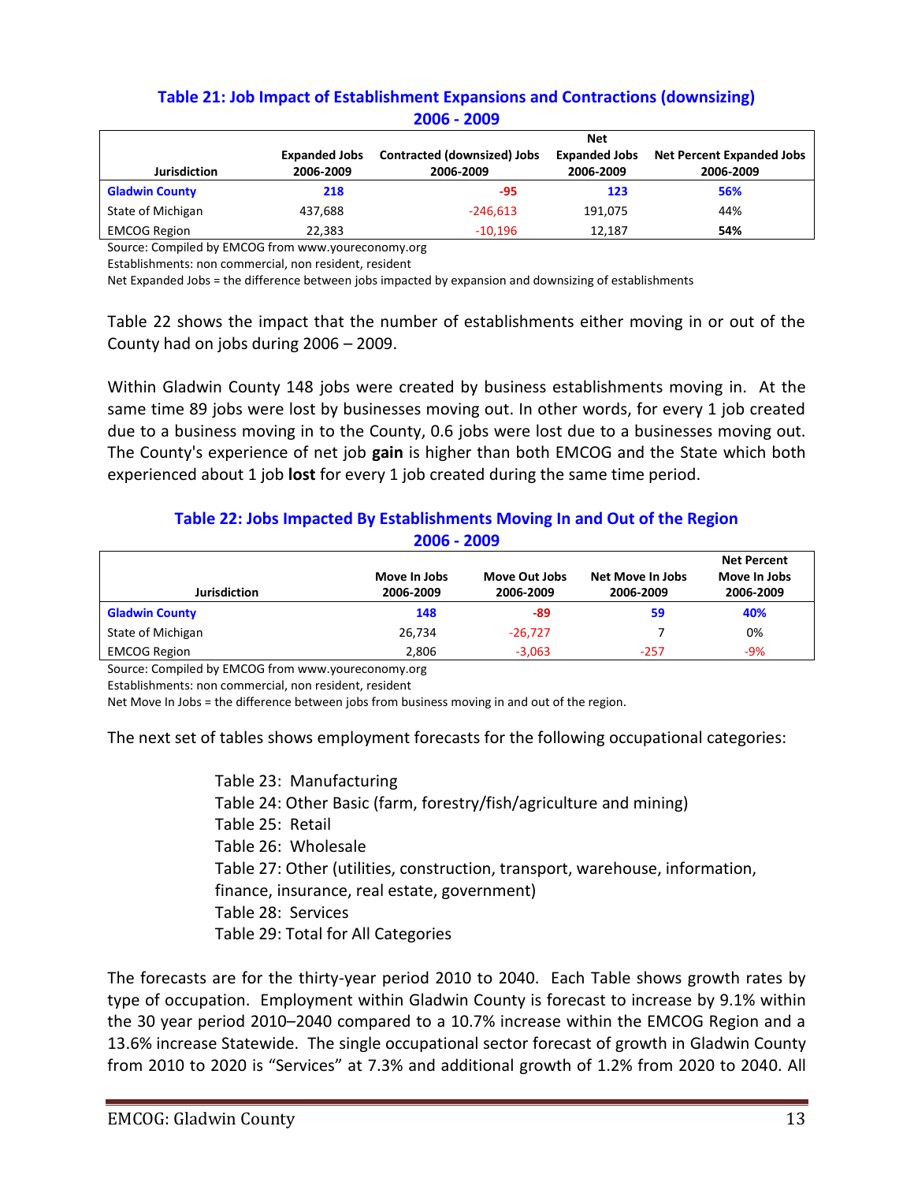### Table 21: Job Impact of Establishment Expansions and Contractions (downsizing) 2006 - 2009

| Jurisdiction | Expanded Jobs 2006-2009 | Contracted (downsized) Jobs 2006-2009 | Net Expanded Jobs 2006-2009 | Net Percent Expanded Jobs 2006-2009 |
|---|---|---|---|---|
| **Gladwin County** | **218** | **-95** | **123** | **56%** |
| State of Michigan | 437,688 | -246,613 | 191,075 | 44% |
| EMCOG Region | 22,383 | -10,196 | 12,187 | **54%** |

Source: Compiled by EMCOG from www.youreconomy.org

Establishments: non commercial, non resident, resident

Net Expanded Jobs = the difference between jobs impacted by expansion and downsizing of establishments

Table 22 shows the impact that the number of establishments either moving in or out of the County had on jobs during 2006 – 2009.

Within Gladwin County 148 jobs were created by business establishments moving in. At the same time 89 jobs were lost by businesses moving out. In other words, for every 1 job created due to a business moving in to the County, 0.6 jobs were lost due to a businesses moving out. The County's experience of net job **gain** is higher than both EMCOG and the State which both experienced about 1 job **lost** for every 1 job created during the same time period.

### Table 22: Jobs Impacted By Establishments Moving In and Out of the Region 2006 - 2009

| Jurisdiction | Move In Jobs 2006-2009 | Move Out Jobs 2006-2009 | Net Move In Jobs 2006-2009 | Net Percent Move In Jobs 2006-2009 |
|---|---|---|---|---|
| **Gladwin County** | **148** | **-89** | **59** | **40%** |
| State of Michigan | 26,734 | -26,727 | 7 | 0% |
| EMCOG Region | 2,806 | -3,063 | -257 | -9% |

Source: Compiled by EMCOG from www.youreconomy.org

Establishments: non commercial, non resident, resident

Net Move In Jobs = the difference between jobs from business moving in and out of the region.

The next set of tables shows employment forecasts for the following occupational categories:

Table 23: Manufacturing
Table 24: Other Basic (farm, forestry/fish/agriculture and mining)
Table 25: Retail
Table 26: Wholesale
Table 27: Other (utilities, construction, transport, warehouse, information, finance, insurance, real estate, government)
Table 28: Services
Table 29: Total for All Categories

The forecasts are for the thirty-year period 2010 to 2040. Each Table shows growth rates by type of occupation. Employment within Gladwin County is forecast to increase by 9.1% within the 30 year period 2010–2040 compared to a 10.7% increase within the EMCOG Region and a 13.6% increase Statewide. The single occupational sector forecast of growth in Gladwin County from 2010 to 2020 is "Services" at 7.3% and additional growth of 1.2% from 2020 to 2040. All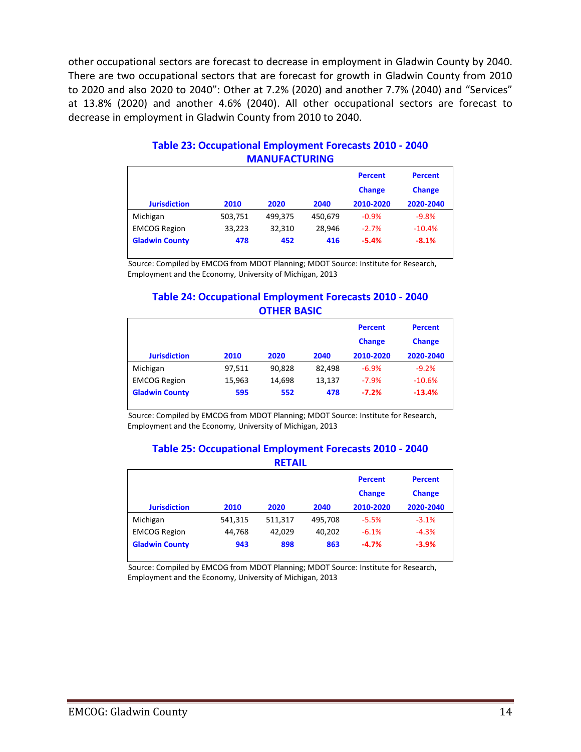other occupational sectors are forecast to decrease in employment in Gladwin County by 2040. There are two occupational sectors that are forecast for growth in Gladwin County from 2010 to 2020 and also 2020 to 2040": Other at 7.2% (2020) and another 7.7% (2040) and "Services" at 13.8% (2020) and another 4.6% (2040). All other occupational sectors are forecast to decrease in employment in Gladwin County from 2010 to 2040.

### Table 23: Occupational Employment Forecasts 2010 - 2040 MANUFACTURING

| Jurisdiction | 2010 | 2020 | 2040 | Percent Change 2010-2020 | Percent Change 2020-2040 |
|---|---|---|---|---|---|
| Michigan | 503,751 | 499,375 | 450,679 | -0.9% | -9.8% |
| EMCOG Region | 33,223 | 32,310 | 28,946 | -2.7% | -10.4% |
| **Gladwin County** | **478** | **452** | **416** | **-5.4%** | **-8.1%** |

Source: Compiled by EMCOG from MDOT Planning; MDOT Source: Institute for Research, Employment and the Economy, University of Michigan, 2013

### Table 24: Occupational Employment Forecasts 2010 - 2040 OTHER BASIC

| Jurisdiction | 2010 | 2020 | 2040 | Percent Change 2010-2020 | Percent Change 2020-2040 |
|---|---|---|---|---|---|
| Michigan | 97,511 | 90,828 | 82,498 | -6.9% | -9.2% |
| EMCOG Region | 15,963 | 14,698 | 13,137 | -7.9% | -10.6% |
| **Gladwin County** | **595** | **552** | **478** | **-7.2%** | **-13.4%** |

Source: Compiled by EMCOG from MDOT Planning; MDOT Source: Institute for Research, Employment and the Economy, University of Michigan, 2013

### Table 25: Occupational Employment Forecasts 2010 - 2040 RETAIL

| Jurisdiction | 2010 | 2020 | 2040 | Percent Change 2010-2020 | Percent Change 2020-2040 |
|---|---|---|---|---|---|
| Michigan | 541,315 | 511,317 | 495,708 | -5.5% | -3.1% |
| EMCOG Region | 44,768 | 42,029 | 40,202 | -6.1% | -4.3% |
| **Gladwin County** | **943** | **898** | **863** | **-4.7%** | **-3.9%** |

Source: Compiled by EMCOG from MDOT Planning; MDOT Source: Institute for Research, Employment and the Economy, University of Michigan, 2013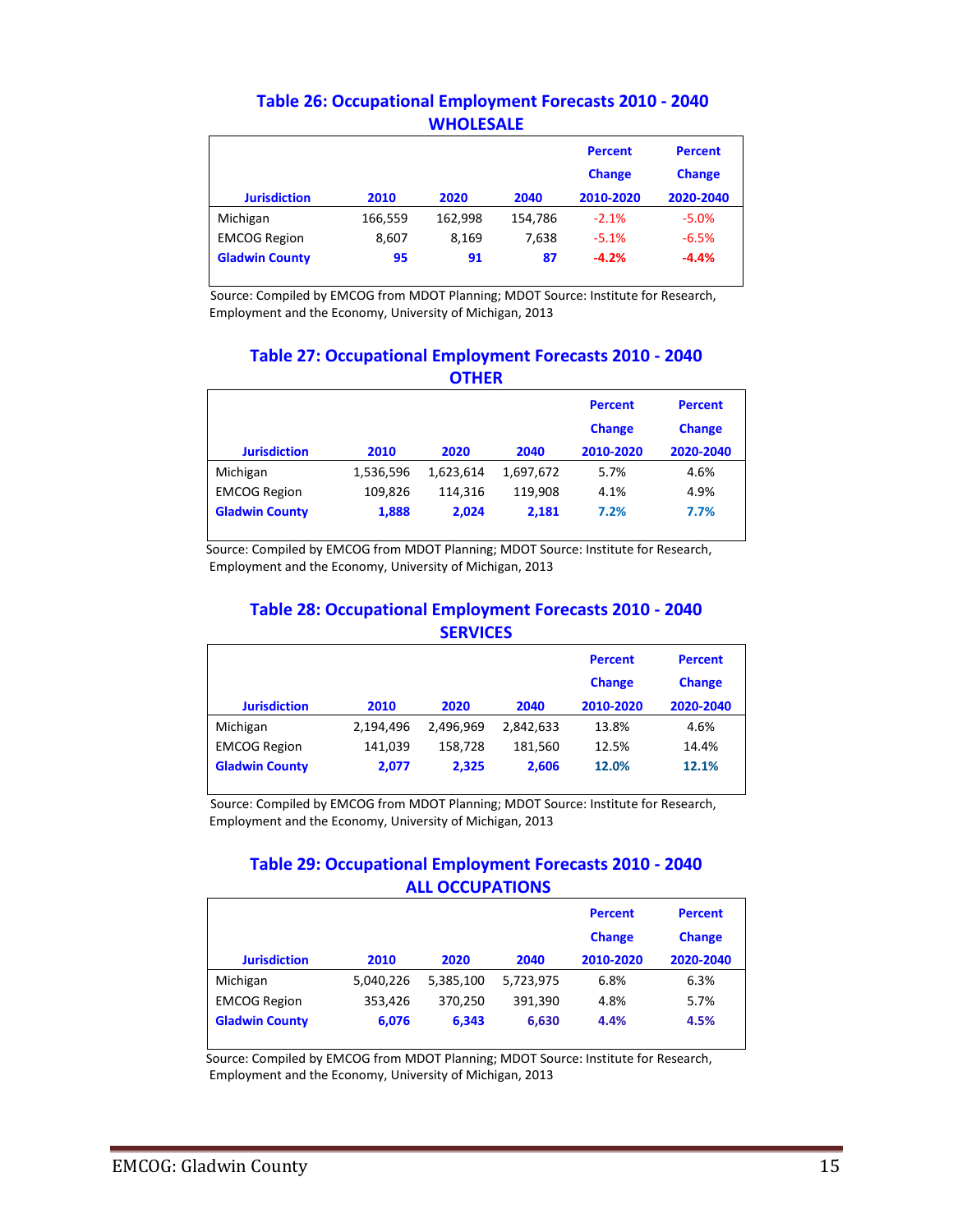### Table 26: Occupational Employment Forecasts 2010 - 2040
### WHOLESALE

| Jurisdiction | 2010 | 2020 | 2040 | Percent Change 2010-2020 | Percent Change 2020-2040 |
|---|---|---|---|---|---|
| Michigan | 166,559 | 162,998 | 154,786 | -2.1% | -5.0% |
| EMCOG Region | 8,607 | 8,169 | 7,638 | -5.1% | -6.5% |
| **Gladwin County** | **95** | **91** | **87** | **-4.2%** | **-4.4%** |

Source: Compiled by EMCOG from MDOT Planning; MDOT Source: Institute for Research, Employment and the Economy, University of Michigan, 2013

### Table 27: Occupational Employment Forecasts 2010 - 2040
### OTHER

| Jurisdiction | 2010 | 2020 | 2040 | Percent Change 2010-2020 | Percent Change 2020-2040 |
|---|---|---|---|---|---|
| Michigan | 1,536,596 | 1,623,614 | 1,697,672 | 5.7% | 4.6% |
| EMCOG Region | 109,826 | 114,316 | 119,908 | 4.1% | 4.9% |
| **Gladwin County** | **1,888** | **2,024** | **2,181** | **7.2%** | **7.7%** |

Source: Compiled by EMCOG from MDOT Planning; MDOT Source: Institute for Research, Employment and the Economy, University of Michigan, 2013

### Table 28: Occupational Employment Forecasts 2010 - 2040
### SERVICES

| Jurisdiction | 2010 | 2020 | 2040 | Percent Change 2010-2020 | Percent Change 2020-2040 |
|---|---|---|---|---|---|
| Michigan | 2,194,496 | 2,496,969 | 2,842,633 | 13.8% | 4.6% |
| EMCOG Region | 141,039 | 158,728 | 181,560 | 12.5% | 14.4% |
| **Gladwin County** | **2,077** | **2,325** | **2,606** | **12.0%** | **12.1%** |

Source: Compiled by EMCOG from MDOT Planning; MDOT Source: Institute for Research, Employment and the Economy, University of Michigan, 2013

### Table 29: Occupational Employment Forecasts 2010 - 2040
### ALL OCCUPATIONS

| Jurisdiction | 2010 | 2020 | 2040 | Percent Change 2010-2020 | Percent Change 2020-2040 |
|---|---|---|---|---|---|
| Michigan | 5,040,226 | 5,385,100 | 5,723,975 | 6.8% | 6.3% |
| EMCOG Region | 353,426 | 370,250 | 391,390 | 4.8% | 5.7% |
| **Gladwin County** | **6,076** | **6,343** | **6,630** | **4.4%** | **4.5%** |

Source: Compiled by EMCOG from MDOT Planning; MDOT Source: Institute for Research, Employment and the Economy, University of Michigan, 2013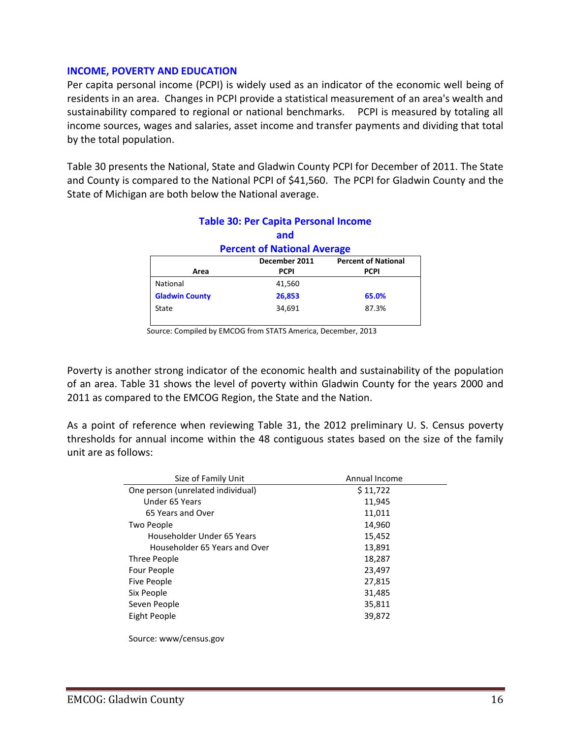## INCOME, POVERTY AND EDUCATION

Per capita personal income (PCPI) is widely used as an indicator of the economic well being of residents in an area. Changes in PCPI provide a statistical measurement of an area's wealth and sustainability compared to regional or national benchmarks. PCPI is measured by totaling all income sources, wages and salaries, asset income and transfer payments and dividing that total by the total population.

Table 30 presents the National, State and Gladwin County PCPI for December of 2011. The State and County is compared to the National PCPI of $41,560. The PCPI for Gladwin County and the State of Michigan are both below the National average.

**Table 30: Per Capita Personal Income and Percent of National Average**

| Area | December 2011 PCPI | Percent of National PCPI |
|---|---|---|
| National | 41,560 | |
| **Gladwin County** | **26,853** | **65.0%** |
| State | 34,691 | 87.3% |

Source: Compiled by EMCOG from STATS America, December, 2013

Poverty is another strong indicator of the economic health and sustainability of the population of an area. Table 31 shows the level of poverty within Gladwin County for the years 2000 and 2011 as compared to the EMCOG Region, the State and the Nation.

As a point of reference when reviewing Table 31, the 2012 preliminary U. S. Census poverty thresholds for annual income within the 48 contiguous states based on the size of the family unit are as follows:

| Size of Family Unit | Annual Income |
|---|---|
| One person (unrelated individual) | $ 11,722 |
| Under 65 Years | 11,945 |
| 65 Years and Over | 11,011 |
| Two People | 14,960 |
| Householder Under 65 Years | 15,452 |
| Householder 65 Years and Over | 13,891 |
| Three People | 18,287 |
| Four People | 23,497 |
| Five People | 27,815 |
| Six People | 31,485 |
| Seven People | 35,811 |
| Eight People | 39,872 |

Source: www/census.gov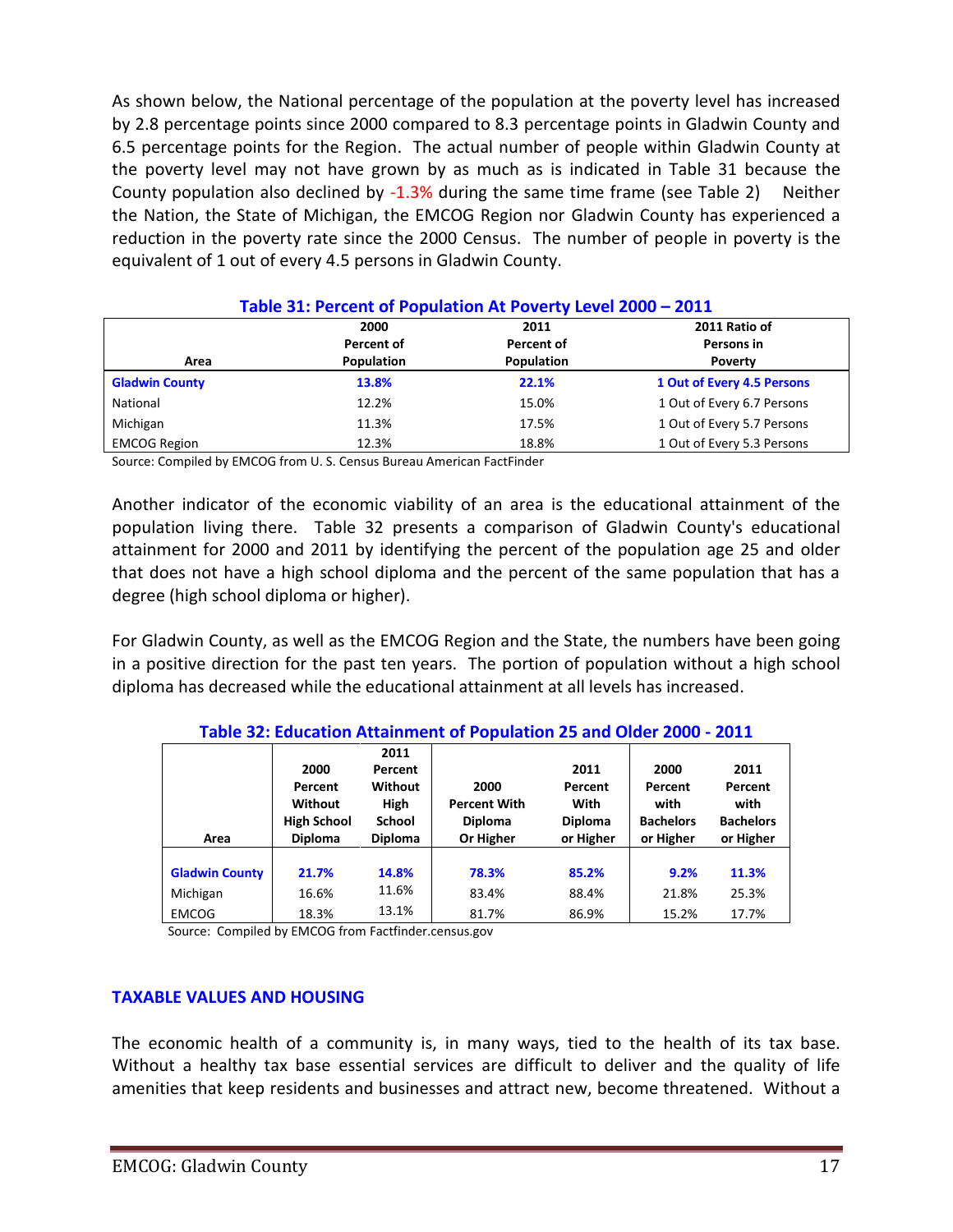As shown below, the National percentage of the population at the poverty level has increased by 2.8 percentage points since 2000 compared to 8.3 percentage points in Gladwin County and 6.5 percentage points for the Region. The actual number of people within Gladwin County at the poverty level may not have grown by as much as is indicated in Table 31 because the County population also declined by -1.3% during the same time frame (see Table 2) Neither the Nation, the State of Michigan, the EMCOG Region nor Gladwin County has experienced a reduction in the poverty rate since the 2000 Census. The number of people in poverty is the equivalent of 1 out of every 4.5 persons in Gladwin County.

**Table 31: Percent of Population At Poverty Level 2000 – 2011**

| Area | 2000 Percent of Population | 2011 Percent of Population | 2011 Ratio of Persons in Poverty |
|---|---|---|---|
| **Gladwin County** | **13.8%** | **22.1%** | **1 Out of Every 4.5 Persons** |
| National | 12.2% | 15.0% | 1 Out of Every 6.7 Persons |
| Michigan | 11.3% | 17.5% | 1 Out of Every 5.7 Persons |
| EMCOG Region | 12.3% | 18.8% | 1 Out of Every 5.3 Persons |

Source: Compiled by EMCOG from U. S. Census Bureau American FactFinder

Another indicator of the economic viability of an area is the educational attainment of the population living there. Table 32 presents a comparison of Gladwin County's educational attainment for 2000 and 2011 by identifying the percent of the population age 25 and older that does not have a high school diploma and the percent of the same population that has a degree (high school diploma or higher).

For Gladwin County, as well as the EMCOG Region and the State, the numbers have been going in a positive direction for the past ten years. The portion of population without a high school diploma has decreased while the educational attainment at all levels has increased.

**Table 32: Education Attainment of Population 25 and Older 2000 - 2011**

| Area | 2000 Percent Without High School Diploma | 2011 Percent Without High School Diploma | 2000 Percent With Diploma Or Higher | 2011 Percent With Diploma or Higher | 2000 Percent with Bachelors or Higher | 2011 Percent with Bachelors or Higher |
|---|---|---|---|---|---|---|
| **Gladwin County** | **21.7%** | **14.8%** | **78.3%** | **85.2%** | **9.2%** | **11.3%** |
| Michigan | 16.6% | 11.6% | 83.4% | 88.4% | 21.8% | 25.3% |
| EMCOG | 18.3% | 13.1% | 81.7% | 86.9% | 15.2% | 17.7% |

Source: Compiled by EMCOG from Factfinder.census.gov

## TAXABLE VALUES AND HOUSING

The economic health of a community is, in many ways, tied to the health of its tax base. Without a healthy tax base essential services are difficult to deliver and the quality of life amenities that keep residents and businesses and attract new, become threatened. Without a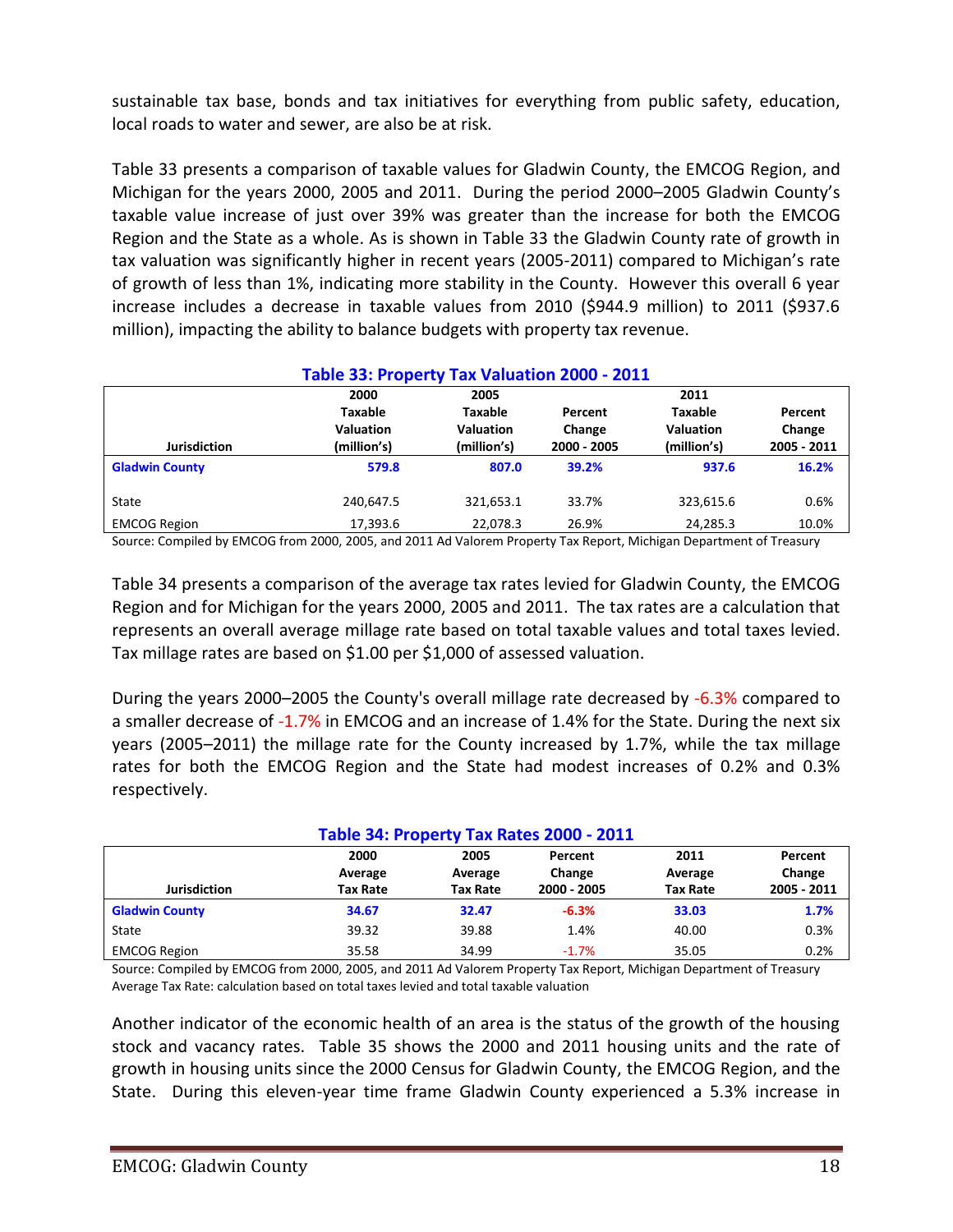sustainable tax base, bonds and tax initiatives for everything from public safety, education, local roads to water and sewer, are also be at risk.

Table 33 presents a comparison of taxable values for Gladwin County, the EMCOG Region, and Michigan for the years 2000, 2005 and 2011. During the period 2000–2005 Gladwin County's taxable value increase of just over 39% was greater than the increase for both the EMCOG Region and the State as a whole. As is shown in Table 33 the Gladwin County rate of growth in tax valuation was significantly higher in recent years (2005-2011) compared to Michigan's rate of growth of less than 1%, indicating more stability in the County. However this overall 6 year increase includes a decrease in taxable values from 2010 ($944.9 million) to 2011 ($937.6 million), impacting the ability to balance budgets with property tax revenue.

**Table 33: Property Tax Valuation 2000 - 2011**

| Jurisdiction | 2000 Taxable Valuation (million's) | 2005 Taxable Valuation (million's) | Percent Change 2000 - 2005 | 2011 Taxable Valuation (million's) | Percent Change 2005 - 2011 |
|---|---|---|---|---|---|
| **Gladwin County** | **579.8** | **807.0** | **39.2%** | **937.6** | **16.2%** |
| State | 240,647.5 | 321,653.1 | 33.7% | 323,615.6 | 0.6% |
| EMCOG Region | 17,393.6 | 22,078.3 | 26.9% | 24,285.3 | 10.0% |

Source: Compiled by EMCOG from 2000, 2005, and 2011 Ad Valorem Property Tax Report, Michigan Department of Treasury

Table 34 presents a comparison of the average tax rates levied for Gladwin County, the EMCOG Region and for Michigan for the years 2000, 2005 and 2011. The tax rates are a calculation that represents an overall average millage rate based on total taxable values and total taxes levied. Tax millage rates are based on $1.00 per $1,000 of assessed valuation.

During the years 2000–2005 the County's overall millage rate decreased by -6.3% compared to a smaller decrease of -1.7% in EMCOG and an increase of 1.4% for the State. During the next six years (2005–2011) the millage rate for the County increased by 1.7%, while the tax millage rates for both the EMCOG Region and the State had modest increases of 0.2% and 0.3% respectively.

**Table 34: Property Tax Rates 2000 - 2011**

| Jurisdiction | 2000 Average Tax Rate | 2005 Average Tax Rate | Percent Change 2000 - 2005 | 2011 Average Tax Rate | Percent Change 2005 - 2011 |
|---|---|---|---|---|---|
| **Gladwin County** | **34.67** | **32.47** | **-6.3%** | **33.03** | **1.7%** |
| State | 39.32 | 39.88 | 1.4% | 40.00 | 0.3% |
| EMCOG Region | 35.58 | 34.99 | -1.7% | 35.05 | 0.2% |

Source: Compiled by EMCOG from 2000, 2005, and 2011 Ad Valorem Property Tax Report, Michigan Department of Treasury
Average Tax Rate: calculation based on total taxes levied and total taxable valuation

Another indicator of the economic health of an area is the status of the growth of the housing stock and vacancy rates. Table 35 shows the 2000 and 2011 housing units and the rate of growth in housing units since the 2000 Census for Gladwin County, the EMCOG Region, and the State. During this eleven-year time frame Gladwin County experienced a 5.3% increase in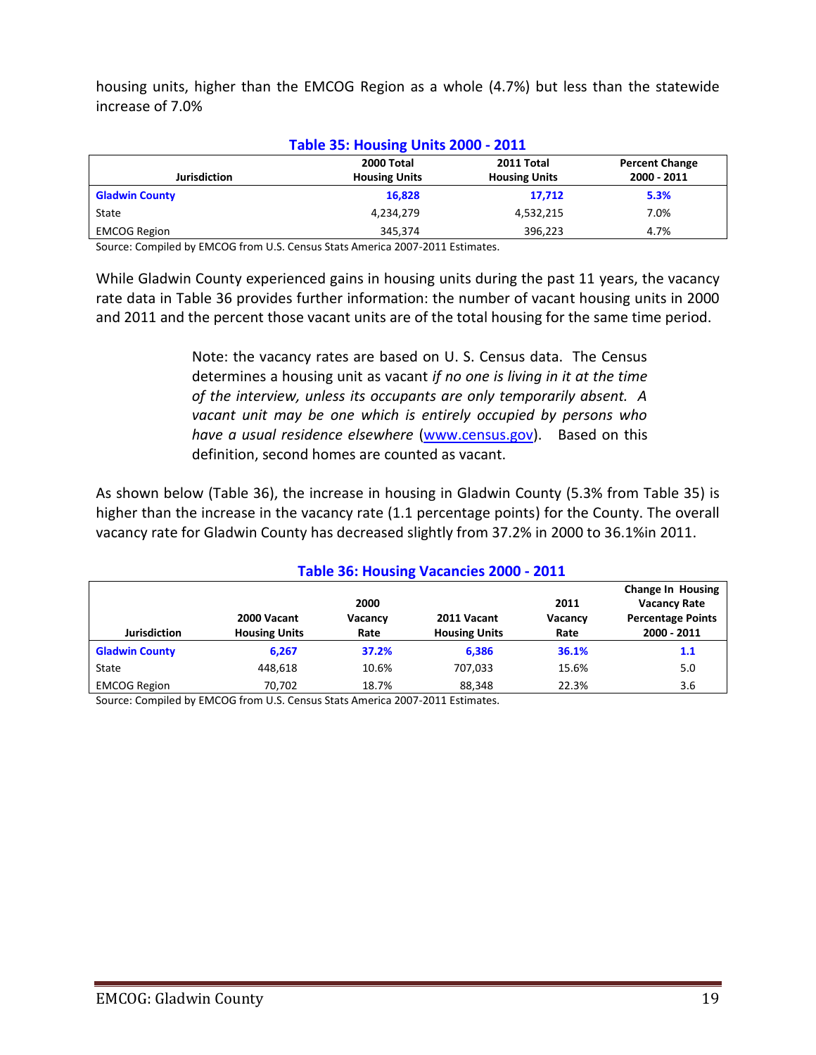housing units, higher than the EMCOG Region as a whole (4.7%) but less than the statewide increase of 7.0%

**Table 35: Housing Units 2000 - 2011**

| Jurisdiction | 2000 Total Housing Units | 2011 Total Housing Units | Percent Change 2000 - 2011 |
|---|---|---|---|
| **Gladwin County** | **16,828** | **17,712** | **5.3%** |
| State | 4,234,279 | 4,532,215 | 7.0% |
| EMCOG Region | 345,374 | 396,223 | 4.7% |

Source: Compiled by EMCOG from U.S. Census Stats America 2007-2011 Estimates.

While Gladwin County experienced gains in housing units during the past 11 years, the vacancy rate data in Table 36 provides further information: the number of vacant housing units in 2000 and 2011 and the percent those vacant units are of the total housing for the same time period.

> Note: the vacancy rates are based on U. S. Census data. The Census determines a housing unit as vacant *if no one is living in it at the time of the interview, unless its occupants are only temporarily absent. A vacant unit may be one which is entirely occupied by persons who have a usual residence elsewhere* (www.census.gov). Based on this definition, second homes are counted as vacant.

As shown below (Table 36), the increase in housing in Gladwin County (5.3% from Table 35) is higher than the increase in the vacancy rate (1.1 percentage points) for the County. The overall vacancy rate for Gladwin County has decreased slightly from 37.2% in 2000 to 36.1%in 2011.

**Table 36: Housing Vacancies 2000 - 2011**

| Jurisdiction | 2000 Vacant Housing Units | 2000 Vacancy Rate | 2011 Vacant Housing Units | 2011 Vacancy Rate | Change In Housing Vacancy Rate Percentage Points 2000 - 2011 |
|---|---|---|---|---|---|
| **Gladwin County** | **6,267** | **37.2%** | **6,386** | **36.1%** | **1.1** |
| State | 448,618 | 10.6% | 707,033 | 15.6% | 5.0 |
| EMCOG Region | 70,702 | 18.7% | 88,348 | 22.3% | 3.6 |

Source: Compiled by EMCOG from U.S. Census Stats America 2007-2011 Estimates.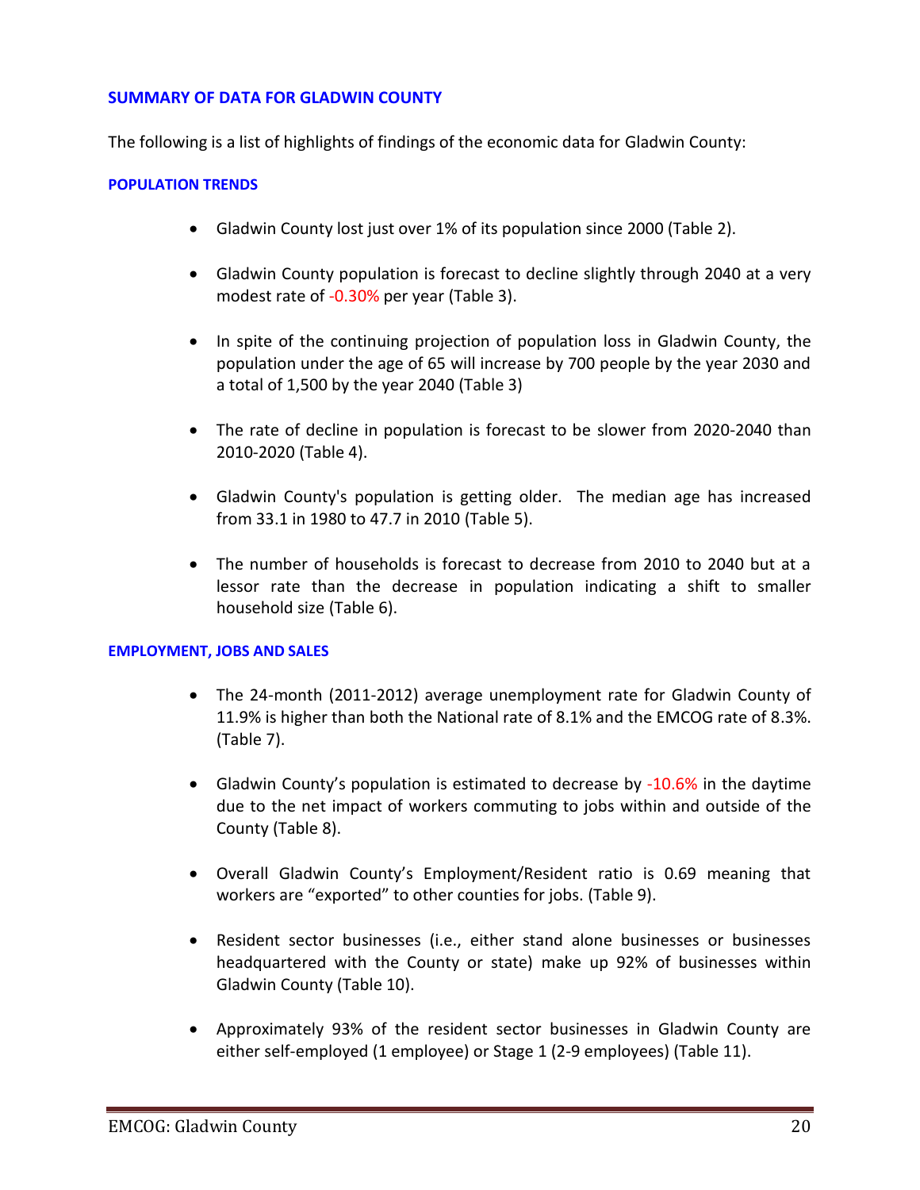## SUMMARY OF DATA FOR GLADWIN COUNTY

The following is a list of highlights of findings of the economic data for Gladwin County:

### POPULATION TRENDS

- Gladwin County lost just over 1% of its population since 2000 (Table 2).
- Gladwin County population is forecast to decline slightly through 2040 at a very modest rate of -0.30% per year (Table 3).
- In spite of the continuing projection of population loss in Gladwin County, the population under the age of 65 will increase by 700 people by the year 2030 and a total of 1,500 by the year 2040 (Table 3)
- The rate of decline in population is forecast to be slower from 2020-2040 than 2010-2020 (Table 4).
- Gladwin County's population is getting older. The median age has increased from 33.1 in 1980 to 47.7 in 2010 (Table 5).
- The number of households is forecast to decrease from 2010 to 2040 but at a lessor rate than the decrease in population indicating a shift to smaller household size (Table 6).

### EMPLOYMENT, JOBS AND SALES

- The 24-month (2011-2012) average unemployment rate for Gladwin County of 11.9% is higher than both the National rate of 8.1% and the EMCOG rate of 8.3%. (Table 7).
- Gladwin County's population is estimated to decrease by -10.6% in the daytime due to the net impact of workers commuting to jobs within and outside of the County (Table 8).
- Overall Gladwin County's Employment/Resident ratio is 0.69 meaning that workers are "exported" to other counties for jobs. (Table 9).
- Resident sector businesses (i.e., either stand alone businesses or businesses headquartered with the County or state) make up 92% of businesses within Gladwin County (Table 10).
- Approximately 93% of the resident sector businesses in Gladwin County are either self-employed (1 employee) or Stage 1 (2-9 employees) (Table 11).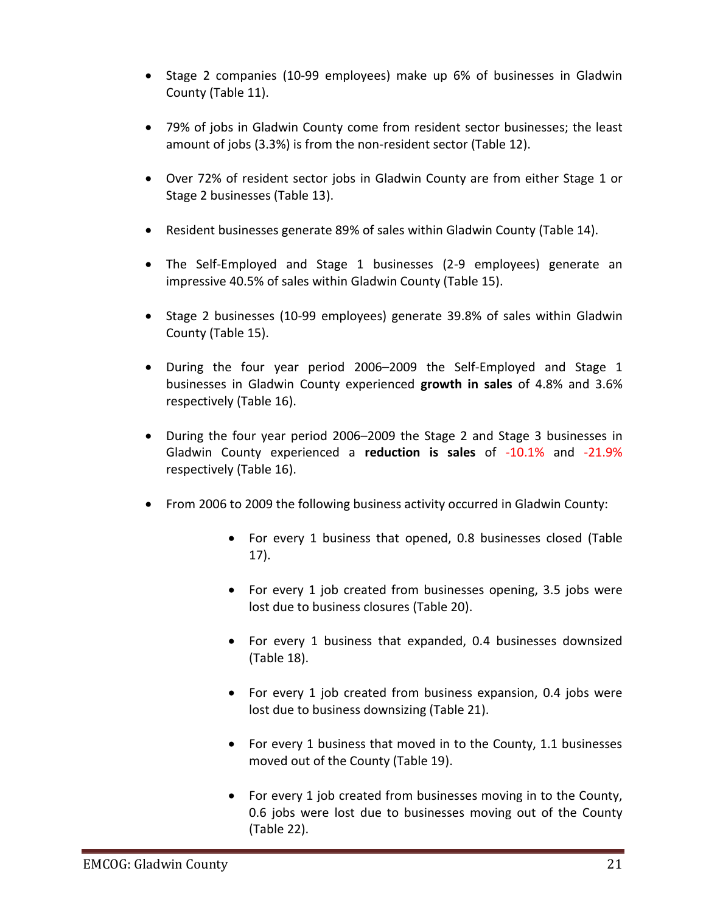- Stage 2 companies (10-99 employees) make up 6% of businesses in Gladwin County (Table 11).

- 79% of jobs in Gladwin County come from resident sector businesses; the least amount of jobs (3.3%) is from the non-resident sector (Table 12).

- Over 72% of resident sector jobs in Gladwin County are from either Stage 1 or Stage 2 businesses (Table 13).

- Resident businesses generate 89% of sales within Gladwin County (Table 14).

- The Self-Employed and Stage 1 businesses (2-9 employees) generate an impressive 40.5% of sales within Gladwin County (Table 15).

- Stage 2 businesses (10-99 employees) generate 39.8% of sales within Gladwin County (Table 15).

- During the four year period 2006–2009 the Self-Employed and Stage 1 businesses in Gladwin County experienced **growth in sales** of 4.8% and 3.6% respectively (Table 16).

- During the four year period 2006–2009 the Stage 2 and Stage 3 businesses in Gladwin County experienced a **reduction is sales** of -10.1% and -21.9% respectively (Table 16).

- From 2006 to 2009 the following business activity occurred in Gladwin County:

  - For every 1 business that opened, 0.8 businesses closed (Table 17).

  - For every 1 job created from businesses opening, 3.5 jobs were lost due to business closures (Table 20).

  - For every 1 business that expanded, 0.4 businesses downsized (Table 18).

  - For every 1 job created from business expansion, 0.4 jobs were lost due to business downsizing (Table 21).

  - For every 1 business that moved in to the County, 1.1 businesses moved out of the County (Table 19).

  - For every 1 job created from businesses moving in to the County, 0.6 jobs were lost due to businesses moving out of the County (Table 22).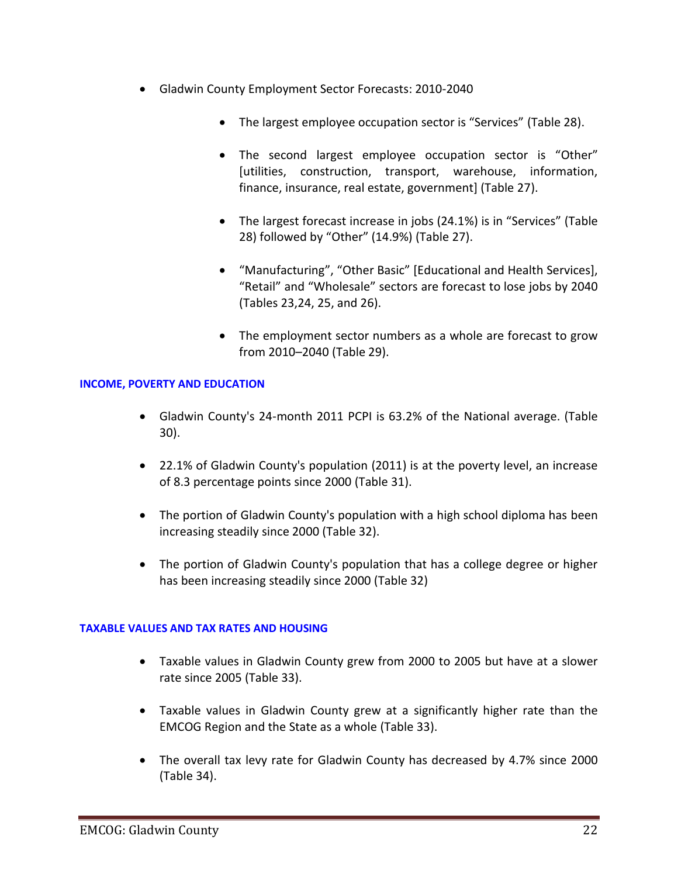- Gladwin County Employment Sector Forecasts: 2010-2040
    - The largest employee occupation sector is “Services” (Table 28).
    - The second largest employee occupation sector is “Other” [utilities, construction, transport, warehouse, information, finance, insurance, real estate, government] (Table 27).
    - The largest forecast increase in jobs (24.1%) is in “Services” (Table 28) followed by “Other” (14.9%) (Table 27).
    - “Manufacturing”, “Other Basic” [Educational and Health Services], “Retail” and “Wholesale” sectors are forecast to lose jobs by 2040 (Tables 23,24, 25, and 26).
    - The employment sector numbers as a whole are forecast to grow from 2010–2040 (Table 29).

### INCOME, POVERTY AND EDUCATION

- Gladwin County's 24-month 2011 PCPI is 63.2% of the National average. (Table 30).
- 22.1% of Gladwin County's population (2011) is at the poverty level, an increase of 8.3 percentage points since 2000 (Table 31).
- The portion of Gladwin County's population with a high school diploma has been increasing steadily since 2000 (Table 32).
- The portion of Gladwin County's population that has a college degree or higher has been increasing steadily since 2000 (Table 32)

### TAXABLE VALUES AND TAX RATES AND HOUSING

- Taxable values in Gladwin County grew from 2000 to 2005 but have at a slower rate since 2005 (Table 33).
- Taxable values in Gladwin County grew at a significantly higher rate than the EMCOG Region and the State as a whole (Table 33).
- The overall tax levy rate for Gladwin County has decreased by 4.7% since 2000 (Table 34).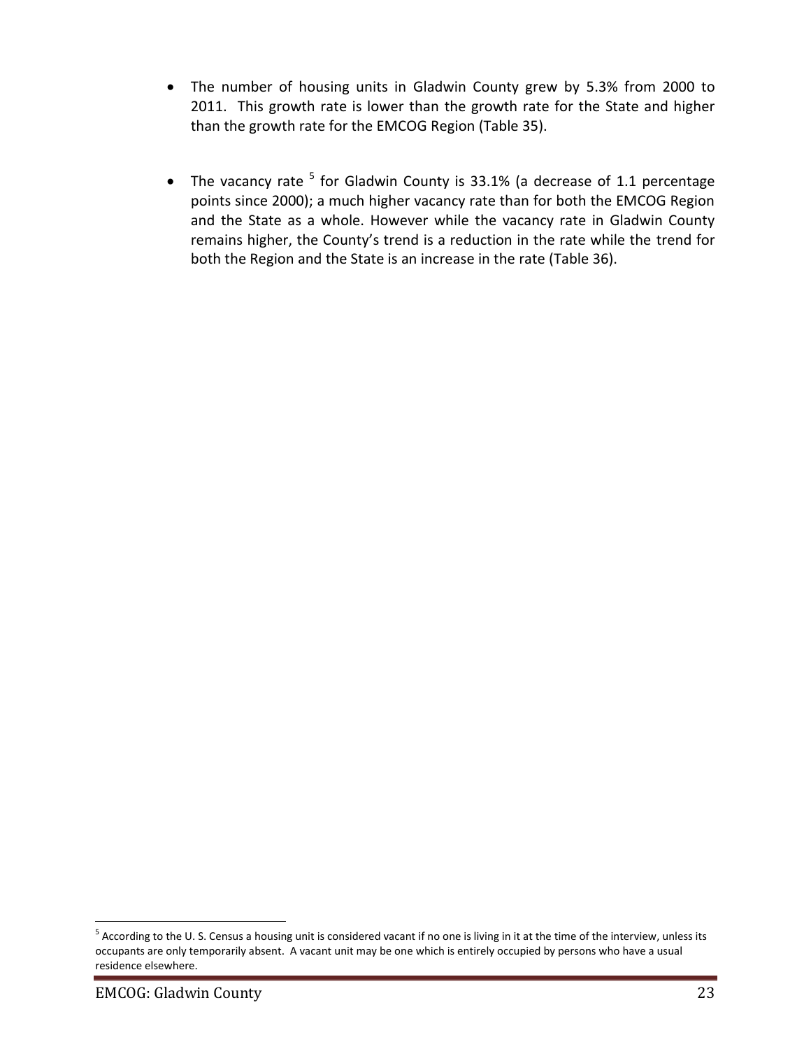- The number of housing units in Gladwin County grew by 5.3% from 2000 to 2011. This growth rate is lower than the growth rate for the State and higher than the growth rate for the EMCOG Region (Table 35).

- The vacancy rate [5] for Gladwin County is 33.1% (a decrease of 1.1 percentage points since 2000); a much higher vacancy rate than for both the EMCOG Region and the State as a whole. However while the vacancy rate in Gladwin County remains higher, the County's trend is a reduction in the rate while the trend for both the Region and the State is an increase in the rate (Table 36).

[5] According to the U. S. Census a housing unit is considered vacant if no one is living in it at the time of the interview, unless its occupants are only temporarily absent. A vacant unit may be one which is entirely occupied by persons who have a usual residence elsewhere.